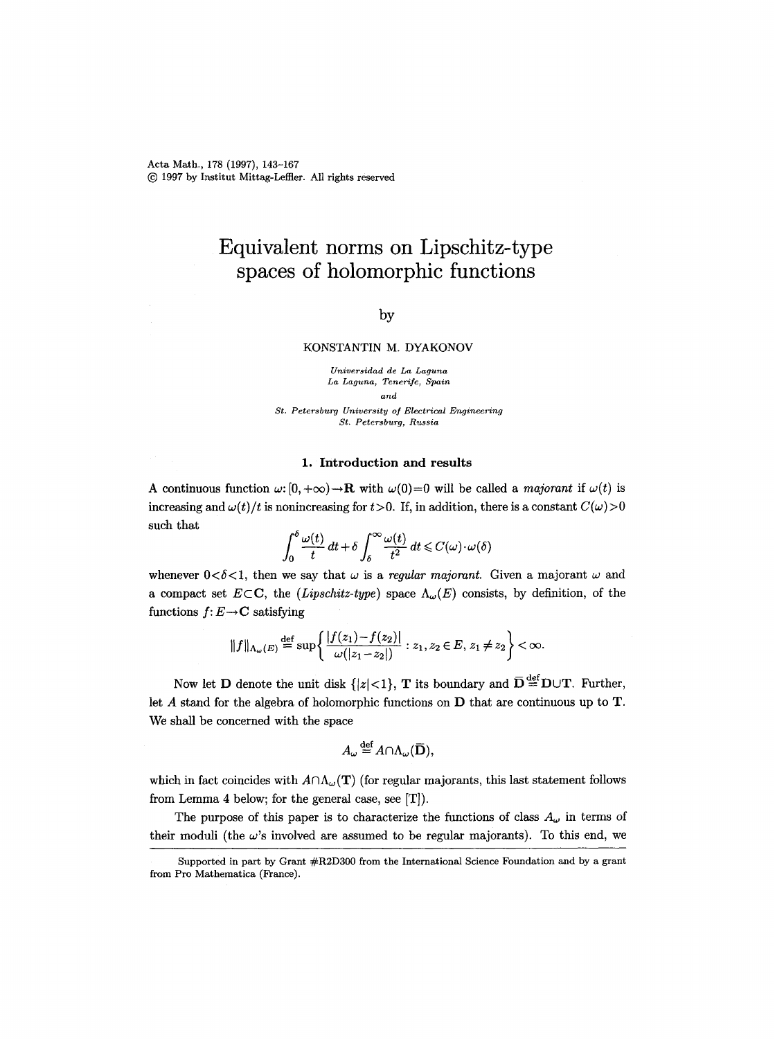# Equivalent norms on Lipschitz-type spaces of holomorphic functions

by

KONSTANTIN M. DYAKONOV

*Universidad de La Laguna*
*La Laguna, Tenerife, Spain*
*and*
*St. Petersburg University of Electrical Engineering*
*St. Petersburg, Russia*

## 1. Introduction and results

A continuous function $\omega: [0, +\infty) \to \mathbf{R}$ with $\omega(0)=0$ will be called a *majorant* if $\omega(t)$ is increasing and $\omega(t)/t$ is nonincreasing for $t>0$. If, in addition, there is a constant $C(\omega)>0$ such that

$$\int_0^\delta \frac{\omega(t)}{t}\,dt + \delta \int_\delta^\infty \frac{\omega(t)}{t^2}\,dt \leqslant C(\omega)\cdot\omega(\delta)$$

whenever $0<\delta<1$, then we say that $\omega$ is a *regular majorant*. Given a majorant $\omega$ and a compact set $E\subset\mathbf{C}$, the (*Lipschitz-type*) space $\Lambda_\omega(E)$ consists, by definition, of the functions $f: E\to\mathbf{C}$ satisfying

$$\|f\|_{\Lambda_\omega(E)} \stackrel{\text{def}}{=} \sup\left\{\frac{|f(z_1)-f(z_2)|}{\omega(|z_1-z_2|)} : z_1, z_2 \in E,\, z_1 \neq z_2\right\} < \infty.$$

Now let $\mathbf{D}$ denote the unit disk $\{|z|<1\}$, $\mathbf{T}$ its boundary and $\overline{\mathbf{D}} \stackrel{\text{def}}{=} \mathbf{D}\cup\mathbf{T}$. Further, let $A$ stand for the algebra of holomorphic functions on $\mathbf{D}$ that are continuous up to $\mathbf{T}$. We shall be concerned with the space

$$A_\omega \stackrel{\text{def}}{=} A\cap\Lambda_\omega(\overline{\mathbf{D}}),$$

which in fact coincides with $A\cap\Lambda_\omega(\mathbf{T})$ (for regular majorants, this last statement follows from Lemma 4 below; for the general case, see [T]).

The purpose of this paper is to characterize the functions of class $A_\omega$ in terms of their moduli (the $\omega$'s involved are assumed to be regular majorants). To this end, we

Supported in part by Grant #R2D300 from the International Science Foundation and by a grant from Pro Mathematica (France).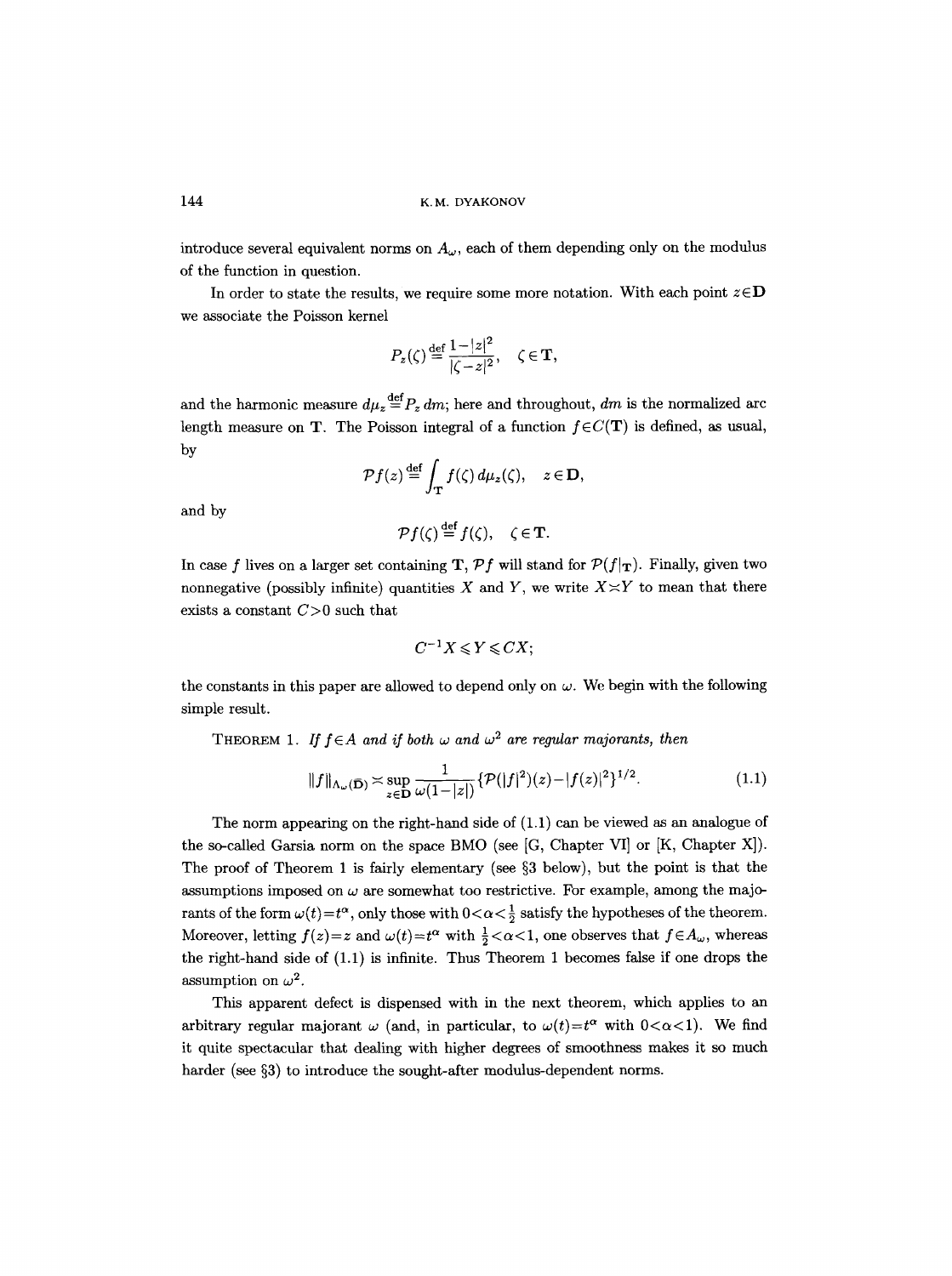introduce several equivalent norms on $A_\omega$, each of them depending only on the modulus of the function in question.

In order to state the results, we require some more notation. With each point $z\in\mathbf{D}$ we associate the Poisson kernel

$$P_z(\zeta)\stackrel{\text{def}}{=}\frac{1-|z|^2}{|\zeta-z|^2},\quad \zeta\in\mathbf{T},$$

and the harmonic measure $d\mu_z\stackrel{\text{def}}{=}P_z\,dm$; here and throughout, $dm$ is the normalized arc length measure on $\mathbf{T}$. The Poisson integral of a function $f\in C(\mathbf{T})$ is defined, as usual, by

$$\mathcal{P}f(z)\stackrel{\text{def}}{=}\int_{\mathbf{T}}f(\zeta)\,d\mu_z(\zeta),\quad z\in\mathbf{D},$$

and by

$$\mathcal{P}f(\zeta)\stackrel{\text{def}}{=}f(\zeta),\quad \zeta\in\mathbf{T}.$$

In case $f$ lives on a larger set containing $\mathbf{T}$, $\mathcal{P}f$ will stand for $\mathcal{P}(f|_{\mathbf{T}})$. Finally, given two nonnegative (possibly infinite) quantities $X$ and $Y$, we write $X\asymp Y$ to mean that there exists a constant $C>0$ such that

$$C^{-1}X\leqslant Y\leqslant CX;$$

the constants in this paper are allowed to depend only on $\omega$. We begin with the following simple result.

THEOREM 1. *If $f\in A$ and if both $\omega$ and $\omega^2$ are regular majorants, then*

$$\|f\|_{\Lambda_\omega(\overline{\mathbf{D}})}\asymp\sup_{z\in\mathbf{D}}\frac{1}{\omega(1-|z|)}\{\mathcal{P}(|f|^2)(z)-|f(z)|^2\}^{1/2}.\tag{1.1}$$

The norm appearing on the right-hand side of (1.1) can be viewed as an analogue of the so-called Garsia norm on the space BMO (see [G, Chapter VI] or [K, Chapter X]). The proof of Theorem 1 is fairly elementary (see §3 below), but the point is that the assumptions imposed on $\omega$ are somewhat too restrictive. For example, among the majorants of the form $\omega(t)=t^\alpha$, only those with $0<\alpha<\frac{1}{2}$ satisfy the hypotheses of the theorem. Moreover, letting $f(z)=z$ and $\omega(t)=t^\alpha$ with $\frac{1}{2}<\alpha<1$, one observes that $f\in A_\omega$, whereas the right-hand side of (1.1) is infinite. Thus Theorem 1 becomes false if one drops the assumption on $\omega^2$.

This apparent defect is dispensed with in the next theorem, which applies to an arbitrary regular majorant $\omega$ (and, in particular, to $\omega(t)=t^\alpha$ with $0<\alpha<1$). We find it quite spectacular that dealing with higher degrees of smoothness makes it so much harder (see §3) to introduce the sought-after modulus-dependent norms.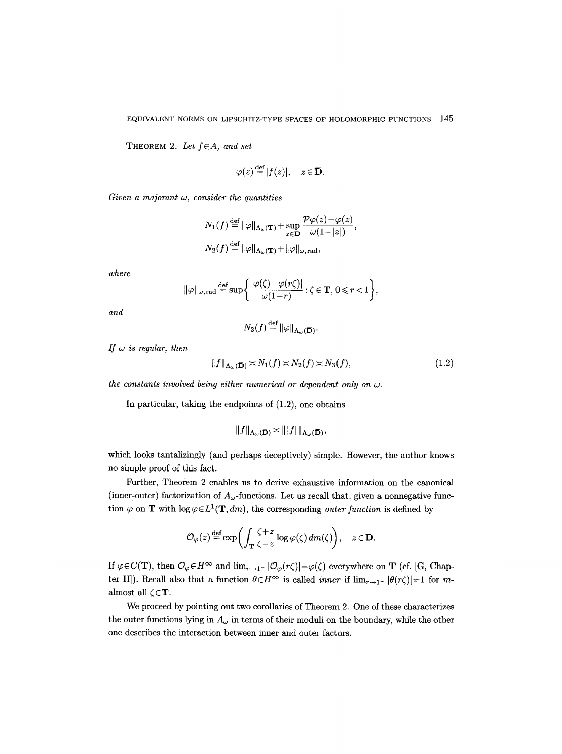**Theorem 2.** *Let $f \in A$, and set*

$$\varphi(z) \stackrel{\text{def}}{=} |f(z)|, \quad z \in \overline{\mathbf{D}}.$$

*Given a majorant $\omega$, consider the quantities*

$$N_1(f) \stackrel{\text{def}}{=} \|\varphi\|_{\Lambda_\omega(\mathbf{T})} + \sup_{z \in \mathbf{D}} \frac{\mathcal{P}\varphi(z) - \varphi(z)}{\omega(1-|z|)},$$

$$N_2(f) \stackrel{\text{def}}{=} \|\varphi\|_{\Lambda_\omega(\mathbf{T})} + \|\varphi\|_{\omega, \text{rad}},$$

*where*

$$\|\varphi\|_{\omega, \text{rad}} \stackrel{\text{def}}{=} \sup\left\{ \frac{|\varphi(\zeta) - \varphi(r\zeta)|}{\omega(1-r)} : \zeta \in \mathbf{T}, 0 \leqslant r < 1 \right\},$$

*and*

$$N_3(f) \stackrel{\text{def}}{=} \|\varphi\|_{\Lambda_\omega(\overline{\mathbf{D}})}.$$

*If $\omega$ is regular, then*

$$\|f\|_{\Lambda_\omega(\overline{\mathbf{D}})} \asymp N_1(f) \asymp N_2(f) \asymp N_3(f), \tag{1.2}$$

*the constants involved being either numerical or dependent only on $\omega$.*

In particular, taking the endpoints of (1.2), one obtains

$$\|f\|_{\Lambda_\omega(\overline{\mathbf{D}})} \asymp \| |f| \|_{\Lambda_\omega(\overline{\mathbf{D}})},$$

which looks tantalizingly (and perhaps deceptively) simple. However, the author knows no simple proof of this fact.

Further, Theorem 2 enables us to derive exhaustive information on the canonical (inner-outer) factorization of $A_\omega$-functions. Let us recall that, given a nonnegative function $\varphi$ on $\mathbf{T}$ with $\log \varphi \in L^1(\mathbf{T}, dm)$, the corresponding *outer function* is defined by

$$\mathcal{O}_\varphi(z) \stackrel{\text{def}}{=} \exp\left( \int_{\mathbf{T}} \frac{\zeta + z}{\zeta - z} \log \varphi(\zeta)\, dm(\zeta) \right), \quad z \in \mathbf{D}.$$

If $\varphi \in C(\mathbf{T})$, then $\mathcal{O}_\varphi \in H^\infty$ and $\lim_{r \to 1^-} |\mathcal{O}_\varphi(r\zeta)| = \varphi(\zeta)$ everywhere on $\mathbf{T}$ (cf. [G, Chapter II]). Recall also that a function $\theta \in H^\infty$ is called *inner* if $\lim_{r \to 1^-} |\theta(r\zeta)| = 1$ for $m$-almost all $\zeta \in \mathbf{T}$.

We proceed by pointing out two corollaries of Theorem 2. One of these characterizes the outer functions lying in $A_\omega$ in terms of their moduli on the boundary, while the other one describes the interaction between inner and outer factors.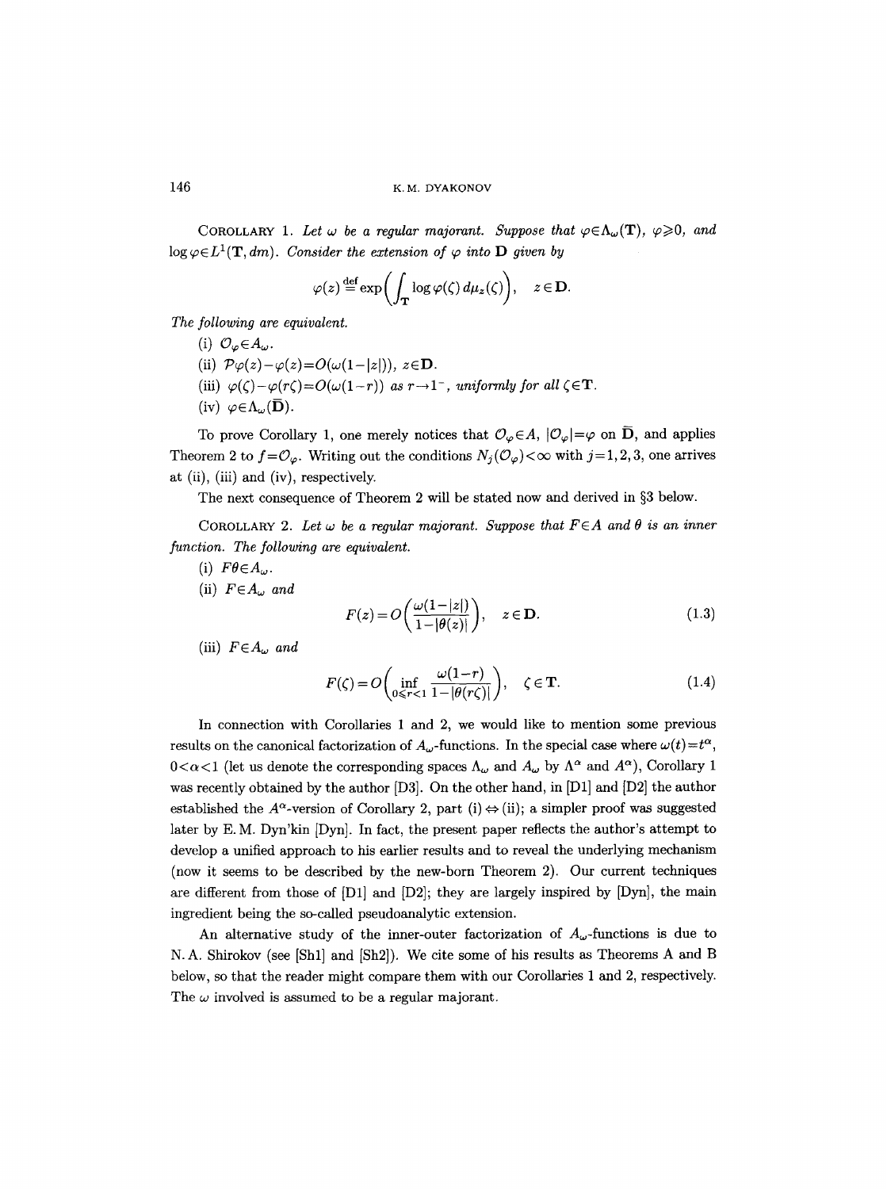COROLLARY 1. *Let $\omega$ be a regular majorant. Suppose that $\varphi\in\Lambda_\omega(\mathbf{T})$, $\varphi\geqslant 0$, and $\log\varphi\in L^1(\mathbf{T},dm)$. Consider the extension of $\varphi$ into $\mathbf{D}$ given by*

$$\varphi(z)\stackrel{\text{def}}{=}\exp\biggl(\int_{\mathbf{T}}\log\varphi(\zeta)\,d\mu_z(\zeta)\biggr),\quad z\in\mathbf{D}.$$

*The following are equivalent.*

(i) $\mathcal{O}_\varphi\in A_\omega$.

(ii) $\mathcal{P}\varphi(z)-\varphi(z)=O(\omega(1-|z|))$, $z\in\mathbf{D}$.

(iii) $\varphi(\zeta)-\varphi(r\zeta)=O(\omega(1-r))$ *as* $r\to 1^-$, *uniformly for all* $\zeta\in\mathbf{T}$.

(iv) $\varphi\in\Lambda_\omega(\overline{\mathbf{D}})$.

To prove Corollary 1, one merely notices that $\mathcal{O}_\varphi\in A$, $|\mathcal{O}_\varphi|=\varphi$ on $\overline{\mathbf{D}}$, and applies Theorem 2 to $f=\mathcal{O}_\varphi$. Writing out the conditions $N_j(\mathcal{O}_\varphi)<\infty$ with $j=1,2,3$, one arrives at (ii), (iii) and (iv), respectively.

The next consequence of Theorem 2 will be stated now and derived in §3 below.

COROLLARY 2. *Let $\omega$ be a regular majorant. Suppose that $F\in A$ and $\theta$ is an inner function. The following are equivalent.*

(i) $F\theta\in A_\omega$.

(ii) $F\in A_\omega$ *and*

$$F(z)=O\biggl(\frac{\omega(1-|z|)}{1-|\theta(z)|}\biggr),\quad z\in\mathbf{D}.\tag{1.3}$$

(iii) $F\in A_\omega$ *and*

$$F(\zeta)=O\biggl(\inf_{0\leqslant r<1}\frac{\omega(1-r)}{1-|\theta(r\zeta)|}\biggr),\quad \zeta\in\mathbf{T}.\tag{1.4}$$

In connection with Corollaries 1 and 2, we would like to mention some previous results on the canonical factorization of $A_\omega$-functions. In the special case where $\omega(t)=t^\alpha$, $0<\alpha<1$ (let us denote the corresponding spaces $\Lambda_\omega$ and $A_\omega$ by $\Lambda^\alpha$ and $A^\alpha$), Corollary 1 was recently obtained by the author [D3]. On the other hand, in [D1] and [D2] the author established the $A^\alpha$-version of Corollary 2, part (i) $\Leftrightarrow$ (ii); a simpler proof was suggested later by E. M. Dyn'kin [Dyn]. In fact, the present paper reflects the author's attempt to develop a unified approach to his earlier results and to reveal the underlying mechanism (now it seems to be described by the new-born Theorem 2). Our current techniques are different from those of [D1] and [D2]; they are largely inspired by [Dyn], the main ingredient being the so-called pseudoanalytic extension.

An alternative study of the inner-outer factorization of $A_\omega$-functions is due to N. A. Shirokov (see [Sh1] and [Sh2]). We cite some of his results as Theorems A and B below, so that the reader might compare them with our Corollaries 1 and 2, respectively. The $\omega$ involved is assumed to be a regular majorant.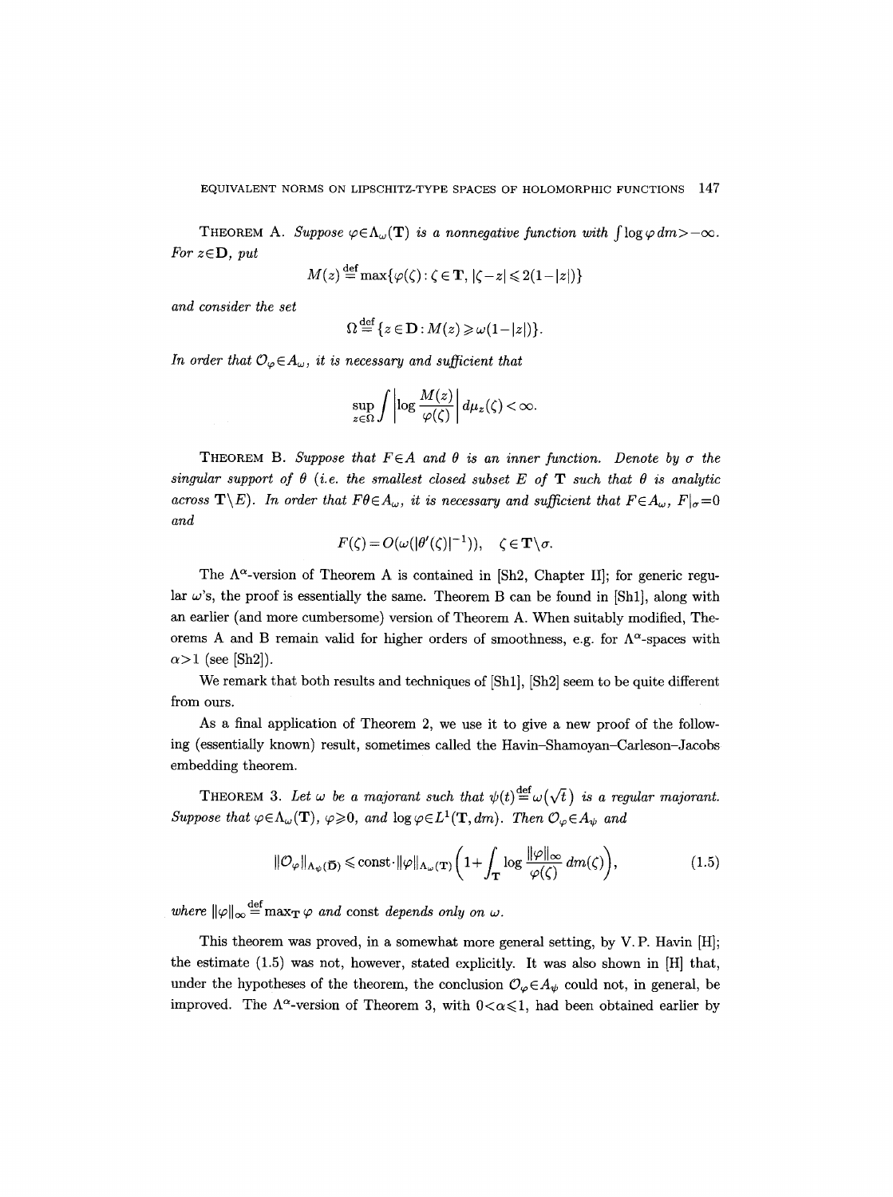**Theorem A.** *Suppose $\varphi \in \Lambda_\omega(\mathbf{T})$ is a nonnegative function with $\int \log \varphi \, dm > -\infty$. For $z \in \mathbf{D}$, put*

$$M(z) \stackrel{\text{def}}{=} \max\{\varphi(\zeta) : \zeta \in \mathbf{T}, |\zeta - z| \leqslant 2(1-|z|)\}$$

*and consider the set*

$$\Omega \stackrel{\text{def}}{=} \{z \in \mathbf{D} : M(z) \geqslant \omega(1-|z|)\}.$$

*In order that $\mathcal{O}_\varphi \in A_\omega$, it is necessary and sufficient that*

$$\sup_{z \in \Omega} \int \left| \log \frac{M(z)}{\varphi(\zeta)} \right| d\mu_z(\zeta) < \infty.$$

**Theorem B.** *Suppose that $F \in A$ and $\theta$ is an inner function. Denote by $\sigma$ the singular support of $\theta$ (i.e. the smallest closed subset $E$ of $\mathbf{T}$ such that $\theta$ is analytic across $\mathbf{T} \setminus E$). In order that $F\theta \in A_\omega$, it is necessary and sufficient that $F \in A_\omega$, $F|_\sigma = 0$ and*

$$F(\zeta) = O(\omega(|\theta'(\zeta)|^{-1})), \quad \zeta \in \mathbf{T} \setminus \sigma.$$

The $\Lambda^\alpha$-version of Theorem A is contained in [Sh2, Chapter II]; for generic regular $\omega$'s, the proof is essentially the same. Theorem B can be found in [Sh1], along with an earlier (and more cumbersome) version of Theorem A. When suitably modified, Theorems A and B remain valid for higher orders of smoothness, e.g. for $\Lambda^\alpha$-spaces with $\alpha > 1$ (see [Sh2]).

We remark that both results and techniques of [Sh1], [Sh2] seem to be quite different from ours.

As a final application of Theorem 2, we use it to give a new proof of the following (essentially known) result, sometimes called the Havin–Shamoyan–Carleson–Jacobs embedding theorem.

**Theorem 3.** *Let $\omega$ be a majorant such that $\psi(t) \stackrel{\text{def}}{=} \omega(\sqrt{t})$ is a regular majorant. Suppose that $\varphi \in \Lambda_\omega(\mathbf{T})$, $\varphi \geqslant 0$, and $\log \varphi \in L^1(\mathbf{T}, dm)$. Then $\mathcal{O}_\varphi \in A_\psi$ and*

$$\|\mathcal{O}_\varphi\|_{\Lambda_\psi(\overline{\mathbf{D}})} \leqslant \text{const} \cdot \|\varphi\|_{\Lambda_\omega(\mathbf{T})} \left(1 + \int_{\mathbf{T}} \log \frac{\|\varphi\|_\infty}{\varphi(\zeta)} \, dm(\zeta)\right), \tag{1.5}$$

*where $\|\varphi\|_\infty \stackrel{\text{def}}{=} \max_{\mathbf{T}} \varphi$ and* const *depends only on $\omega$.*

This theorem was proved, in a somewhat more general setting, by V. P. Havin [H]; the estimate (1.5) was not, however, stated explicitly. It was also shown in [H] that, under the hypotheses of the theorem, the conclusion $\mathcal{O}_\varphi \in A_\psi$ could not, in general, be improved. The $\Lambda^\alpha$-version of Theorem 3, with $0 < \alpha \leqslant 1$, had been obtained earlier by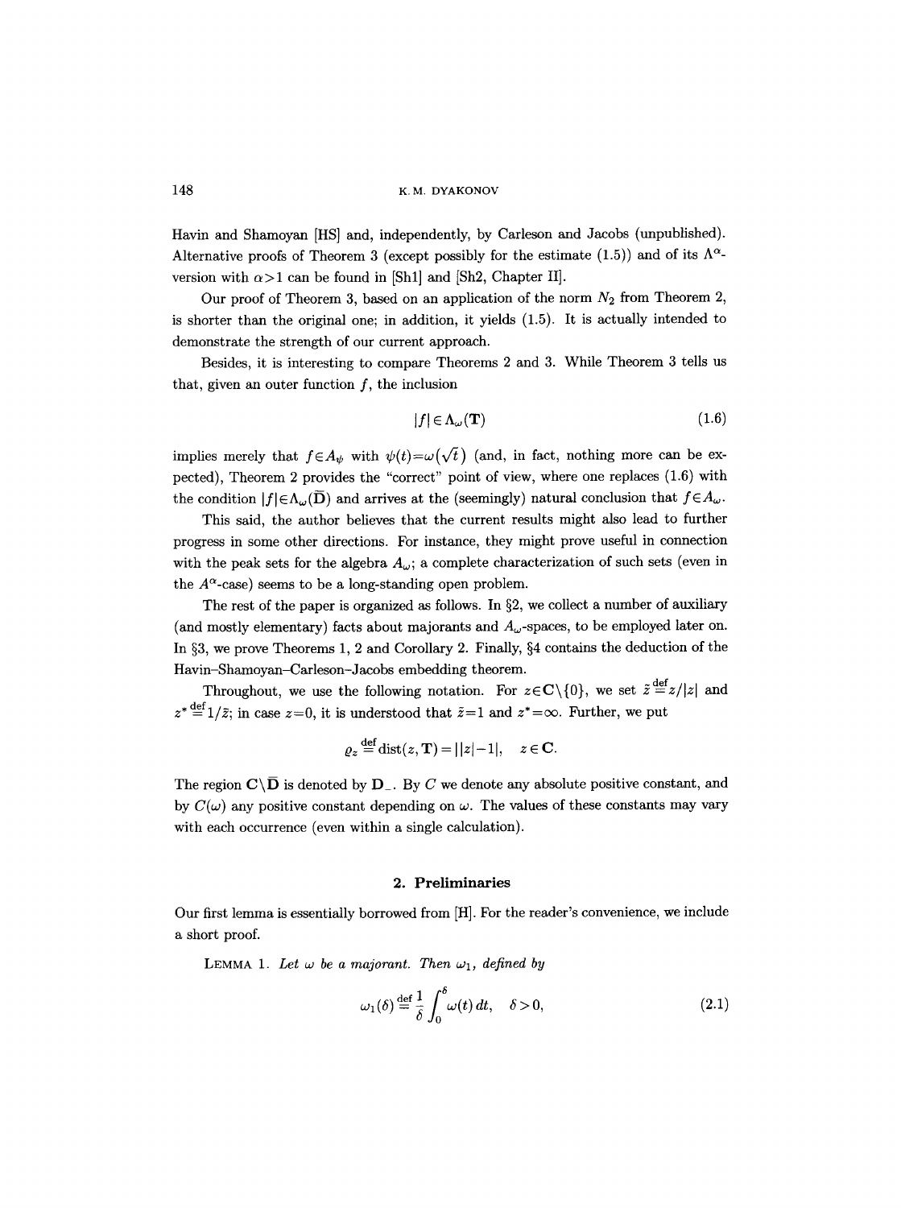Havin and Shamoyan [HS] and, independently, by Carleson and Jacobs (unpublished). Alternative proofs of Theorem 3 (except possibly for the estimate (1.5)) and of its $\Lambda^\alpha$-version with $\alpha>1$ can be found in [Sh1] and [Sh2, Chapter II].

Our proof of Theorem 3, based on an application of the norm $N_2$ from Theorem 2, is shorter than the original one; in addition, it yields (1.5). It is actually intended to demonstrate the strength of our current approach.

Besides, it is interesting to compare Theorems 2 and 3. While Theorem 3 tells us that, given an outer function $f$, the inclusion

$$|f|\in\Lambda_\omega(\mathbf{T}) \tag{1.6}$$

implies merely that $f\in A_\psi$ with $\psi(t)=\omega(\sqrt{t})$ (and, in fact, nothing more can be expected), Theorem 2 provides the "correct" point of view, where one replaces (1.6) with the condition $|f|\in\Lambda_\omega(\overline{\mathbf{D}})$ and arrives at the (seemingly) natural conclusion that $f\in A_\omega$.

This said, the author believes that the current results might also lead to further progress in some other directions. For instance, they might prove useful in connection with the peak sets for the algebra $A_\omega$; a complete characterization of such sets (even in the $A^\alpha$-case) seems to be a long-standing open problem.

The rest of the paper is organized as follows. In §2, we collect a number of auxiliary (and mostly elementary) facts about majorants and $A_\omega$-spaces, to be employed later on. In §3, we prove Theorems 1, 2 and Corollary 2. Finally, §4 contains the deduction of the Havin–Shamoyan–Carleson–Jacobs embedding theorem.

Throughout, we use the following notation. For $z\in\mathbf{C}\setminus\{0\}$, we set $\tilde{z}\stackrel{\text{def}}{=}z/|z|$ and $z^*\stackrel{\text{def}}{=}1/\bar{z}$; in case $z=0$, it is understood that $\tilde{z}=1$ and $z^*=\infty$. Further, we put

$$\varrho_z\stackrel{\text{def}}{=}\operatorname{dist}(z,\mathbf{T})=\big||z|-1\big|,\quad z\in\mathbf{C}.$$

The region $\mathbf{C}\setminus\overline{\mathbf{D}}$ is denoted by $\mathbf{D}_-$. By $C$ we denote any absolute positive constant, and by $C(\omega)$ any positive constant depending on $\omega$. The values of these constants may vary with each occurrence (even within a single calculation).

## 2. Preliminaries

Our first lemma is essentially borrowed from [H]. For the reader's convenience, we include a short proof.

LEMMA 1. *Let $\omega$ be a majorant. Then $\omega_1$, defined by*

$$\omega_1(\delta)\stackrel{\text{def}}{=}\frac{1}{\delta}\int_0^\delta\omega(t)\,dt,\quad \delta>0, \tag{2.1}$$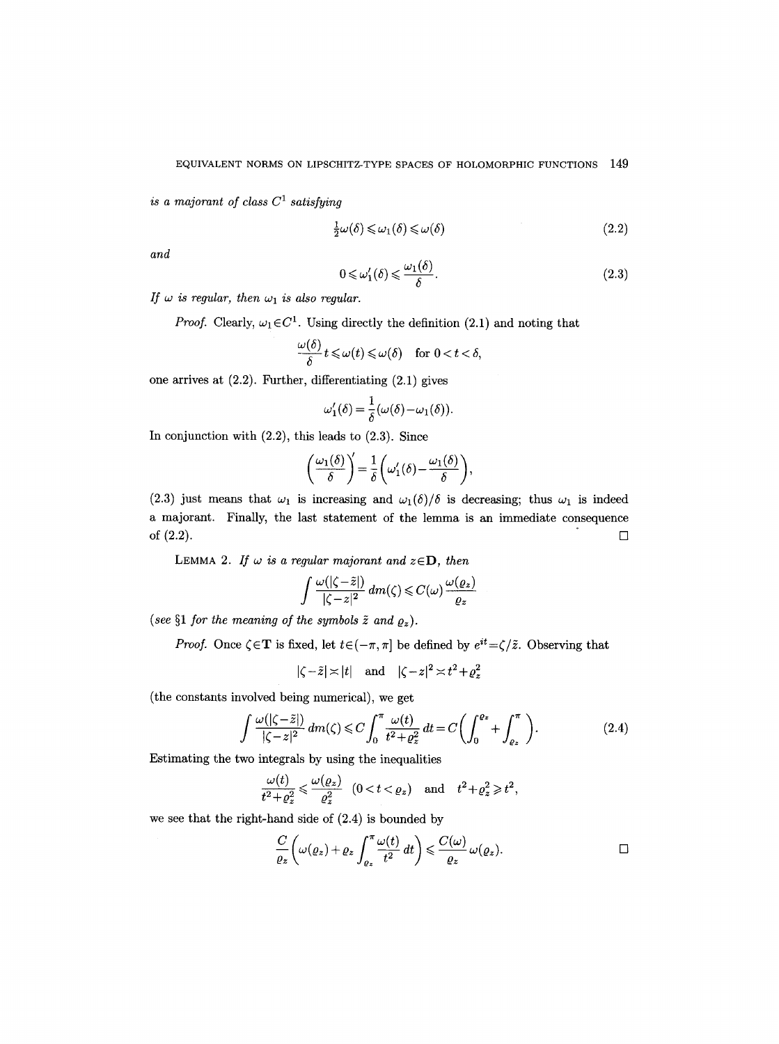*is a majorant of class $C^1$ satisfying*

$$\tfrac{1}{2}\omega(\delta) \leqslant \omega_1(\delta) \leqslant \omega(\delta) \tag{2.2}$$

*and*

$$0 \leqslant \omega_1'(\delta) \leqslant \frac{\omega_1(\delta)}{\delta}. \tag{2.3}$$

*If $\omega$ is regular, then $\omega_1$ is also regular.*

*Proof.* Clearly, $\omega_1 \in C^1$. Using directly the definition (2.1) and noting that

$$\frac{\omega(\delta)}{\delta} t \leqslant \omega(t) \leqslant \omega(\delta) \quad \text{for } 0 < t < \delta,$$

one arrives at (2.2). Further, differentiating (2.1) gives

$$\omega_1'(\delta) = \frac{1}{\delta}(\omega(\delta) - \omega_1(\delta)).$$

In conjunction with (2.2), this leads to (2.3). Since

$$\left(\frac{\omega_1(\delta)}{\delta}\right)' = \frac{1}{\delta}\left(\omega_1'(\delta) - \frac{\omega_1(\delta)}{\delta}\right),$$

(2.3) just means that $\omega_1$ is increasing and $\omega_1(\delta)/\delta$ is decreasing; thus $\omega_1$ is indeed a majorant. Finally, the last statement of the lemma is an immediate consequence of (2.2). □

LEMMA 2. *If $\omega$ is a regular majorant and $z \in \mathbf{D}$, then*

$$\int \frac{\omega(|\zeta - \tilde{z}|)}{|\zeta - z|^2} \, dm(\zeta) \leqslant C(\omega) \frac{\omega(\varrho_z)}{\varrho_z}$$

*(see §1 for the meaning of the symbols $\tilde{z}$ and $\varrho_z$).*

*Proof.* Once $\zeta \in \mathbf{T}$ is fixed, let $t \in (-\pi, \pi]$ be defined by $e^{it} = \zeta/\tilde{z}$. Observing that

$$|\zeta - \tilde{z}| \asymp |t| \quad \text{and} \quad |\zeta - z|^2 \asymp t^2 + \varrho_z^2$$

(the constants involved being numerical), we get

$$\int \frac{\omega(|\zeta - \tilde{z}|)}{|\zeta - z|^2} \, dm(\zeta) \leqslant C \int_0^\pi \frac{\omega(t)}{t^2 + \varrho_z^2} \, dt = C\left(\int_0^{\varrho_z} + \int_{\varrho_z}^\pi\right). \tag{2.4}$$

Estimating the two integrals by using the inequalities

$$\frac{\omega(t)}{t^2 + \varrho_z^2} \leqslant \frac{\omega(\varrho_z)}{\varrho_z^2} \quad (0 < t < \varrho_z) \quad \text{and} \quad t^2 + \varrho_z^2 \geqslant t^2,$$

we see that the right-hand side of (2.4) is bounded by

$$\frac{C}{\varrho_z}\left(\omega(\varrho_z) + \varrho_z \int_{\varrho_z}^\pi \frac{\omega(t)}{t^2} \, dt\right) \leqslant \frac{C(\omega)}{\varrho_z} \omega(\varrho_z). \qquad \square$$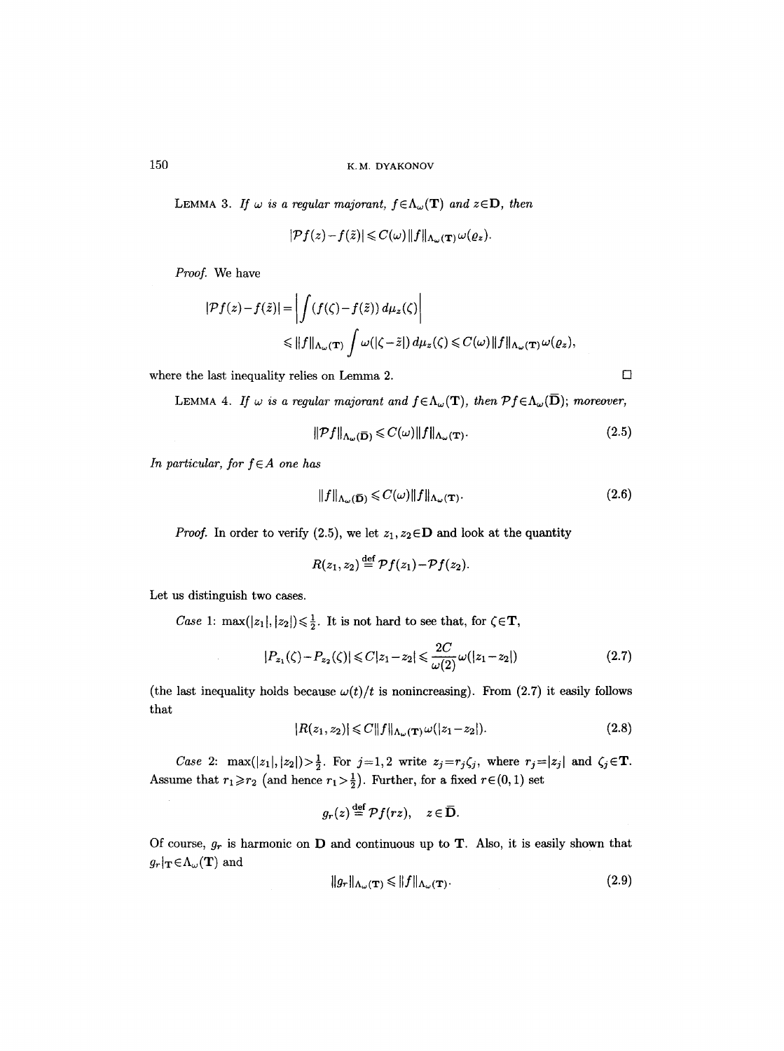LEMMA 3. *If $\omega$ is a regular majorant, $f\in\Lambda_\omega(\mathbf{T})$ and $z\in\mathbf{D}$, then*

$$|\mathcal{P}f(z)-f(\tilde{z})|\leqslant C(\omega)\,\|f\|_{\Lambda_\omega(\mathbf{T})}\,\omega(\varrho_z).$$

*Proof.* We have

$$\begin{aligned}|\mathcal{P}f(z)-f(\tilde{z})|&=\left|\int(f(\zeta)-f(\tilde{z}))\,d\mu_z(\zeta)\right|\\&\leqslant\|f\|_{\Lambda_\omega(\mathbf{T})}\int\omega(|\zeta-\tilde{z}|)\,d\mu_z(\zeta)\leqslant C(\omega)\,\|f\|_{\Lambda_\omega(\mathbf{T})}\,\omega(\varrho_z),\end{aligned}$$

where the last inequality relies on Lemma 2. □

LEMMA 4. *If $\omega$ is a regular majorant and $f\in\Lambda_\omega(\mathbf{T})$, then $\mathcal{P}f\in\Lambda_\omega(\overline{\mathbf{D}})$; moreover,*

$$\|\mathcal{P}f\|_{\Lambda_\omega(\overline{\mathbf{D}})}\leqslant C(\omega)\|f\|_{\Lambda_\omega(\mathbf{T})}. \tag{2.5}$$

*In particular, for $f\in A$ one has*

$$\|f\|_{\Lambda_\omega(\overline{\mathbf{D}})}\leqslant C(\omega)\|f\|_{\Lambda_\omega(\mathbf{T})}. \tag{2.6}$$

*Proof.* In order to verify (2.5), we let $z_1,z_2\in\mathbf{D}$ and look at the quantity

$$R(z_1,z_2)\stackrel{\text{def}}{=}\mathcal{P}f(z_1)-\mathcal{P}f(z_2).$$

Let us distinguish two cases.

*Case* 1: $\max(|z_1|,|z_2|)\leqslant\frac{1}{2}$. It is not hard to see that, for $\zeta\in\mathbf{T}$,

$$|P_{z_1}(\zeta)-P_{z_2}(\zeta)|\leqslant C|z_1-z_2|\leqslant\frac{2C}{\omega(2)}\omega(|z_1-z_2|) \tag{2.7}$$

(the last inequality holds because $\omega(t)/t$ is nonincreasing). From (2.7) it easily follows that

$$|R(z_1,z_2)|\leqslant C\|f\|_{\Lambda_\omega(\mathbf{T})}\,\omega(|z_1-z_2|). \tag{2.8}$$

*Case* 2: $\max(|z_1|,|z_2|)>\frac{1}{2}$. For $j=1,2$ write $z_j=r_j\zeta_j$, where $r_j=|z_j|$ and $\zeta_j\in\mathbf{T}$. Assume that $r_1\geqslant r_2$ (and hence $r_1>\frac{1}{2}$). Further, for a fixed $r\in(0,1)$ set

$$g_r(z)\stackrel{\text{def}}{=}\mathcal{P}f(rz),\quad z\in\overline{\mathbf{D}}.$$

Of course, $g_r$ is harmonic on $\mathbf{D}$ and continuous up to $\mathbf{T}$. Also, it is easily shown that $g_r|_{\mathbf{T}}\in\Lambda_\omega(\mathbf{T})$ and

$$\|g_r\|_{\Lambda_\omega(\mathbf{T})}\leqslant\|f\|_{\Lambda_\omega(\mathbf{T})}. \tag{2.9}$$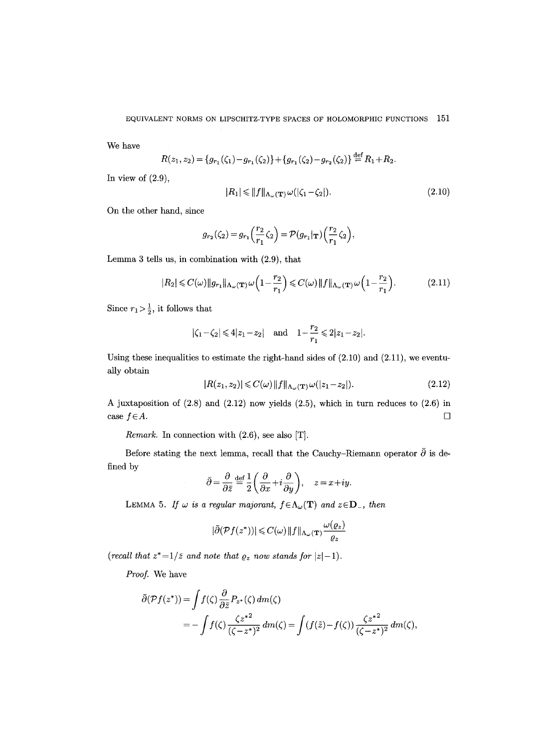We have

$$R(z_1, z_2) = \{g_{r_1}(\zeta_1) - g_{r_1}(\zeta_2)\} + \{g_{r_1}(\zeta_2) - g_{r_2}(\zeta_2)\} \stackrel{\text{def}}{=} R_1 + R_2.$$

In view of (2.9),

$$|R_1| \leqslant \|f\|_{\Lambda_\omega(\mathbf{T})}\,\omega(|\zeta_1 - \zeta_2|). \tag{2.10}$$

On the other hand, since

$$g_{r_2}(\zeta_2) = g_{r_1}\Big(\frac{r_2}{r_1}\zeta_2\Big) = \mathcal{P}(g_{r_1}|_{\mathbf{T}})\Big(\frac{r_2}{r_1}\zeta_2\Big),$$

Lemma 3 tells us, in combination with (2.9), that

$$|R_2| \leqslant C(\omega)\|g_{r_1}\|_{\Lambda_\omega(\mathbf{T})}\,\omega\Big(1 - \frac{r_2}{r_1}\Big) \leqslant C(\omega)\|f\|_{\Lambda_\omega(\mathbf{T})}\,\omega\Big(1 - \frac{r_2}{r_1}\Big). \tag{2.11}$$

Since $r_1 > \frac{1}{2}$, it follows that

$$|\zeta_1 - \zeta_2| \leqslant 4|z_1 - z_2| \quad \text{and} \quad 1 - \frac{r_2}{r_1} \leqslant 2|z_1 - z_2|.$$

Using these inequalities to estimate the right-hand sides of (2.10) and (2.11), we eventually obtain

$$|R(z_1, z_2)| \leqslant C(\omega)\|f\|_{\Lambda_\omega(\mathbf{T})}\,\omega(|z_1 - z_2|). \tag{2.12}$$

A juxtaposition of (2.8) and (2.12) now yields (2.5), which in turn reduces to (2.6) in case $f \in A$. $\square$

*Remark.* In connection with (2.6), see also [T].

Before stating the next lemma, recall that the Cauchy–Riemann operator $\bar{\partial}$ is defined by

$$\bar{\partial} = \frac{\partial}{\partial \bar{z}} \stackrel{\text{def}}{=} \frac{1}{2}\Big(\frac{\partial}{\partial x} + i\frac{\partial}{\partial y}\Big), \quad z = x + iy.$$

LEMMA 5. *If $\omega$ is a regular majorant, $f \in \Lambda_\omega(\mathbf{T})$ and $z \in \mathbf{D}_-$, then*

$$|\bar{\partial}(\mathcal{P}f(z^*))| \leqslant C(\omega)\|f\|_{\Lambda_\omega(\mathbf{T})}\frac{\omega(\varrho_z)}{\varrho_z}$$

*(recall that $z^* = 1/\bar{z}$ and note that $\varrho_z$ now stands for $|z| - 1$).*

*Proof.* We have

$$\begin{aligned}
\bar{\partial}(\mathcal{P}f(z^*)) &= \int f(\zeta)\frac{\partial}{\partial \bar{z}}P_{z^*}(\zeta)\,dm(\zeta) \\
&= -\int f(\zeta)\frac{\zeta z^{*2}}{(\zeta - z^*)^2}\,dm(\zeta) = \int (f(\tilde{z}) - f(\zeta))\frac{\zeta z^{*2}}{(\zeta - z^*)^2}\,dm(\zeta),
\end{aligned}$$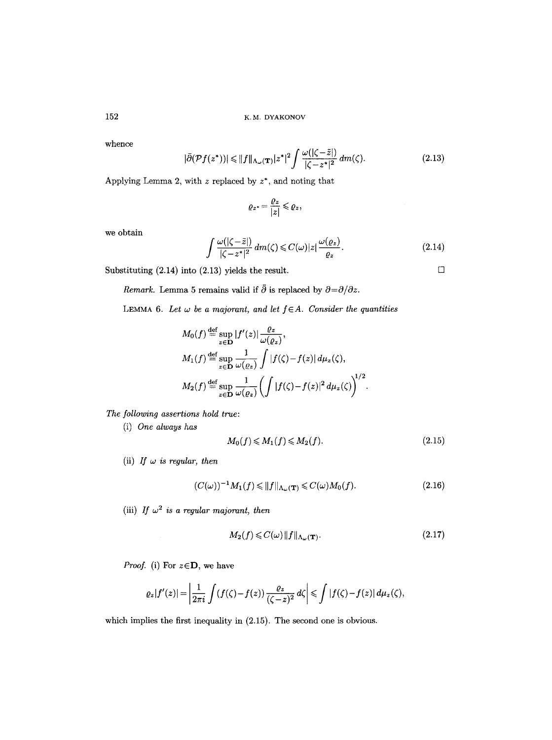whence

$$|\bar{\partial}(\mathcal{P}f(z^*))| \leqslant \|f\|_{\Lambda_\omega(\mathbf{T})}|z^*|^2 \int \frac{\omega(|\zeta-\bar{z}|)}{|\zeta-z^*|^2}\,dm(\zeta). \tag{2.13}$$

Applying Lemma 2, with $z$ replaced by $z^*$, and noting that

$$\varrho_{z^*} = \frac{\varrho_z}{|z|} \leqslant \varrho_z,$$

we obtain

$$\int \frac{\omega(|\zeta-\bar{z}|)}{|\zeta-z^*|^2}\,dm(\zeta) \leqslant C(\omega)|z|\frac{\omega(\varrho_z)}{\varrho_z}. \tag{2.14}$$

Substituting (2.14) into (2.13) yields the result. □

*Remark.* Lemma 5 remains valid if $\bar{\partial}$ is replaced by $\partial = \partial/\partial z$.

LEMMA 6. *Let $\omega$ be a majorant, and let $f \in A$. Consider the quantities*

$$M_0(f) \overset{\text{def}}{=} \sup_{z\in\mathbf{D}} |f'(z)|\frac{\varrho_z}{\omega(\varrho_z)},$$

$$M_1(f) \overset{\text{def}}{=} \sup_{z\in\mathbf{D}} \frac{1}{\omega(\varrho_z)} \int |f(\zeta)-f(z)|\,d\mu_z(\zeta),$$

$$M_2(f) \overset{\text{def}}{=} \sup_{z\in\mathbf{D}} \frac{1}{\omega(\varrho_z)} \left(\int |f(\zeta)-f(z)|^2\,d\mu_z(\zeta)\right)^{1/2}.$$

*The following assertions hold true:*

(i) *One always has*

$$M_0(f) \leqslant M_1(f) \leqslant M_2(f). \tag{2.15}$$

(ii) *If $\omega$ is regular, then*

$$(C(\omega))^{-1}M_1(f) \leqslant \|f\|_{\Lambda_\omega(\mathbf{T})} \leqslant C(\omega)M_0(f). \tag{2.16}$$

(iii) *If $\omega^2$ is a regular majorant, then*

$$M_2(f) \leqslant C(\omega)\|f\|_{\Lambda_\omega(\mathbf{T})}. \tag{2.17}$$

*Proof.* (i) For $z \in \mathbf{D}$, we have

$$\varrho_z|f'(z)| = \left|\frac{1}{2\pi i}\int (f(\zeta)-f(z))\frac{\varrho_z}{(\zeta-z)^2}\,d\zeta\right| \leqslant \int |f(\zeta)-f(z)|\,d\mu_z(\zeta),$$

which implies the first inequality in (2.15). The second one is obvious.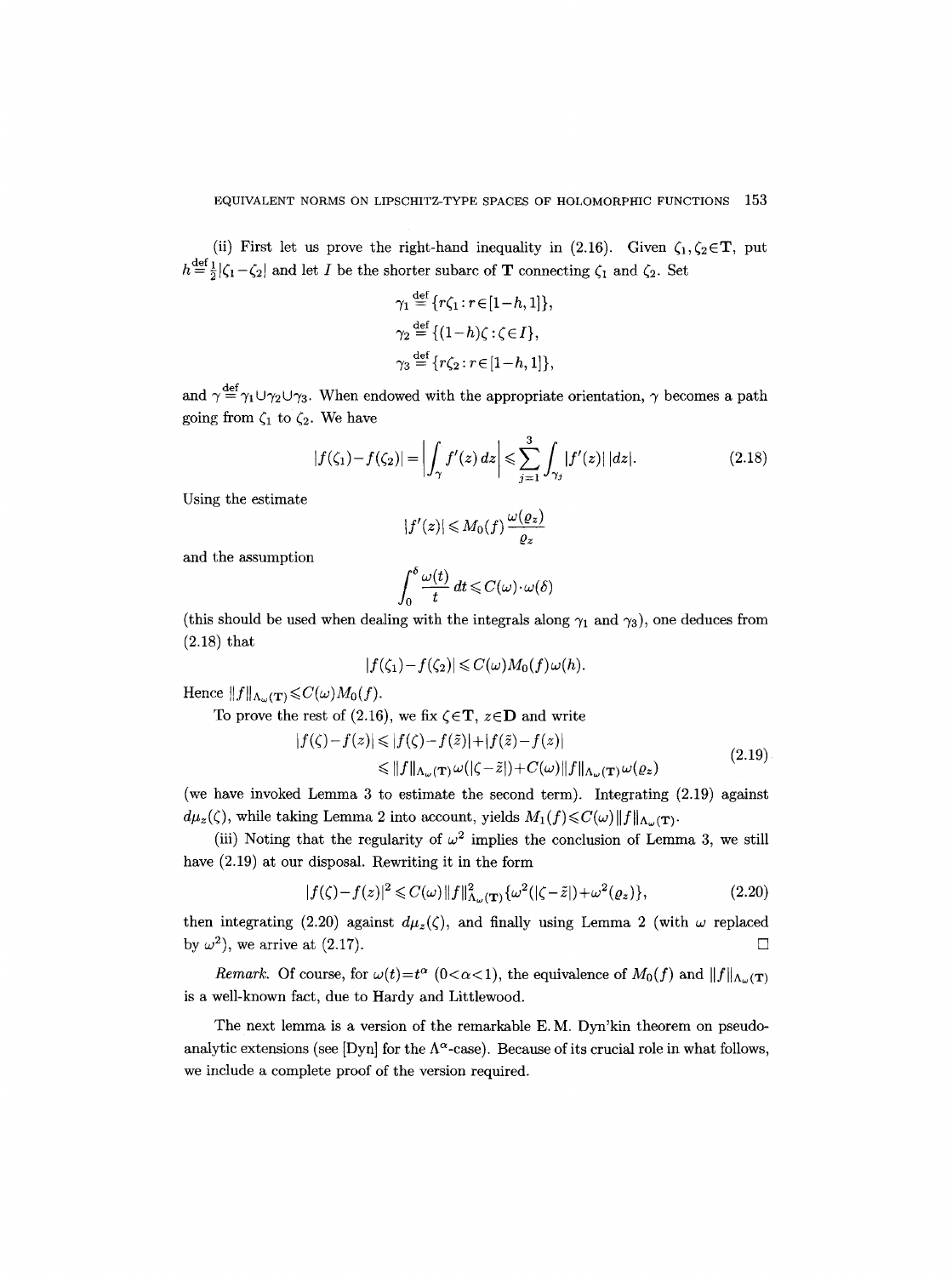(ii) First let us prove the right-hand inequality in (2.16). Given $\zeta_1, \zeta_2 \in \mathbf{T}$, put $h \stackrel{\text{def}}{=} \frac{1}{2}|\zeta_1 - \zeta_2|$ and let $I$ be the shorter subarc of $\mathbf{T}$ connecting $\zeta_1$ and $\zeta_2$. Set

$$\gamma_1 \stackrel{\text{def}}{=} \{r\zeta_1 : r \in [1-h, 1]\},$$
$$\gamma_2 \stackrel{\text{def}}{=} \{(1-h)\zeta : \zeta \in I\},$$
$$\gamma_3 \stackrel{\text{def}}{=} \{r\zeta_2 : r \in [1-h, 1]\},$$

and $\gamma \stackrel{\text{def}}{=} \gamma_1 \cup \gamma_2 \cup \gamma_3$. When endowed with the appropriate orientation, $\gamma$ becomes a path going from $\zeta_1$ to $\zeta_2$. We have

$$|f(\zeta_1) - f(\zeta_2)| = \left| \int_\gamma f'(z)\, dz \right| \leqslant \sum_{j=1}^{3} \int_{\gamma_j} |f'(z)|\, |dz|. \tag{2.18}$$

Using the estimate

$$|f'(z)| \leqslant M_0(f) \frac{\omega(\varrho_z)}{\varrho_z}$$

and the assumption

$$\int_0^\delta \frac{\omega(t)}{t}\, dt \leqslant C(\omega) \cdot \omega(\delta)$$

(this should be used when dealing with the integrals along $\gamma_1$ and $\gamma_3$), one deduces from (2.18) that

$$|f(\zeta_1) - f(\zeta_2)| \leqslant C(\omega) M_0(f) \omega(h).$$

Hence $\|f\|_{\Lambda_\omega(\mathbf{T})} \leqslant C(\omega) M_0(f)$.

To prove the rest of (2.16), we fix $\zeta \in \mathbf{T}$, $z \in \mathbf{D}$ and write

$$\begin{aligned} |f(\zeta) - f(z)| &\leqslant |f(\zeta) - f(\tilde{z})| + |f(\tilde{z}) - f(z)| \\ &\leqslant \|f\|_{\Lambda_\omega(\mathbf{T})} \omega(|\zeta - \tilde{z}|) + C(\omega) \|f\|_{\Lambda_\omega(\mathbf{T})} \omega(\varrho_z) \end{aligned} \tag{2.19}$$

(we have invoked Lemma 3 to estimate the second term). Integrating (2.19) against $d\mu_z(\zeta)$, while taking Lemma 2 into account, yields $M_1(f) \leqslant C(\omega) \|f\|_{\Lambda_\omega(\mathbf{T})}$.

(iii) Noting that the regularity of $\omega^2$ implies the conclusion of Lemma 3, we still have (2.19) at our disposal. Rewriting it in the form

$$|f(\zeta) - f(z)|^2 \leqslant C(\omega) \|f\|^2_{\Lambda_\omega(\mathbf{T})} \{\omega^2(|\zeta - \tilde{z}|) + \omega^2(\varrho_z)\}, \tag{2.20}$$

then integrating (2.20) against $d\mu_z(\zeta)$, and finally using Lemma 2 (with $\omega$ replaced by $\omega^2$), we arrive at (2.17). $\square$

*Remark.* Of course, for $\omega(t) = t^\alpha$ $(0 < \alpha < 1)$, the equivalence of $M_0(f)$ and $\|f\|_{\Lambda_\omega(\mathbf{T})}$ is a well-known fact, due to Hardy and Littlewood.

The next lemma is a version of the remarkable E. M. Dyn'kin theorem on pseudo-analytic extensions (see [Dyn] for the $\Lambda^\alpha$-case). Because of its crucial role in what follows, we include a complete proof of the version required.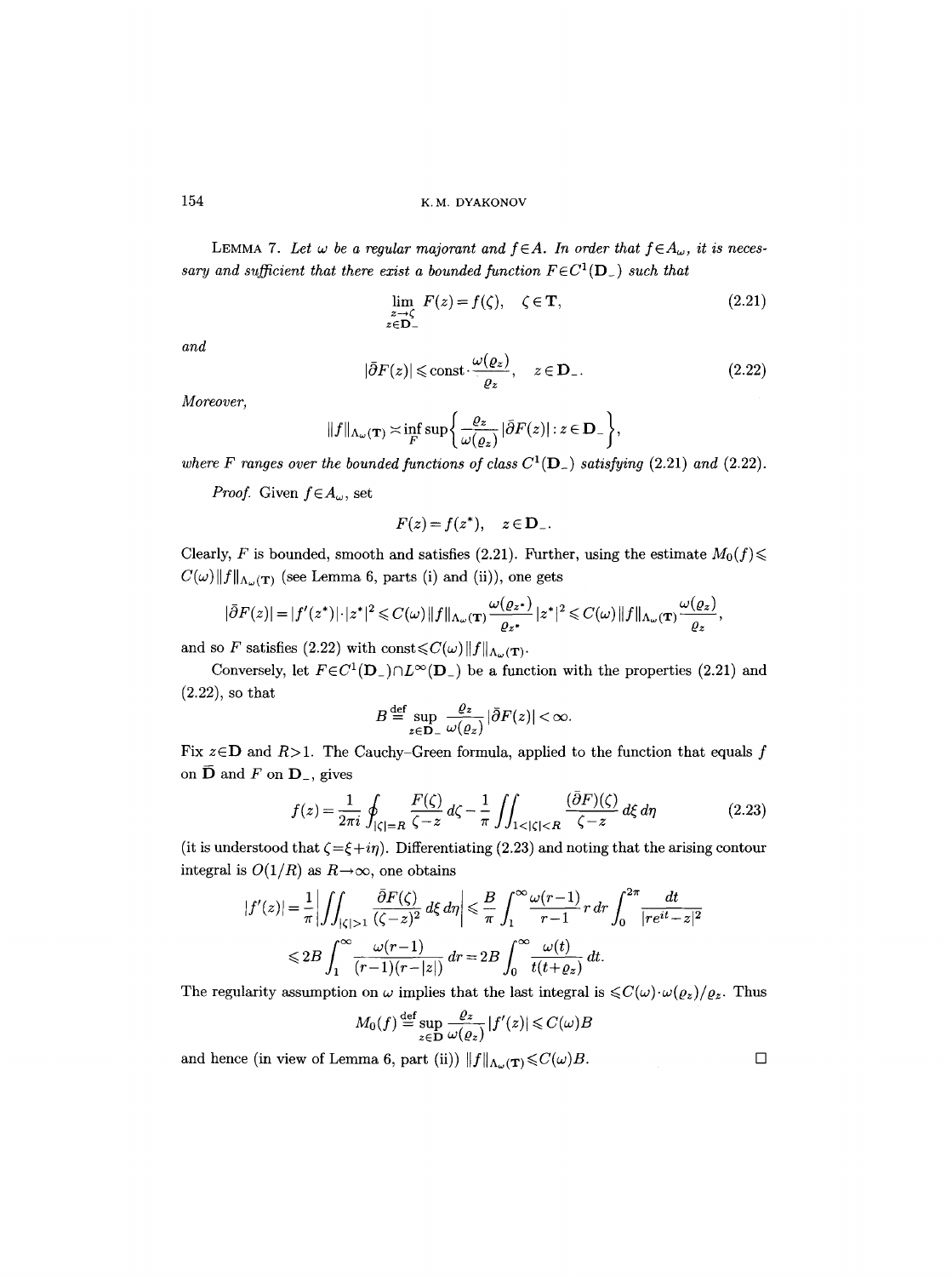LEMMA 7. *Let $\omega$ be a regular majorant and $f \in A$. In order that $f \in A_\omega$, it is necessary and sufficient that there exist a bounded function $F \in C^1(\mathbf{D}_-)$ such that*

$$\lim_{\substack{z \to \zeta \\ z \in \mathbf{D}_-}} F(z) = f(\zeta), \quad \zeta \in \mathbf{T}, \tag{2.21}$$

*and*

$$|\bar{\partial} F(z)| \leqslant \text{const} \cdot \frac{\omega(\varrho_z)}{\varrho_z}, \quad z \in \mathbf{D}_-. \tag{2.22}$$

*Moreover,*

$$\|f\|_{\Lambda_\omega(\mathbf{T})} \asymp \inf_F \sup \left\{ \frac{\varrho_z}{\omega(\varrho_z)} |\bar{\partial} F(z)| : z \in \mathbf{D}_- \right\},$$

*where $F$ ranges over the bounded functions of class $C^1(\mathbf{D}_-)$ satisfying* (2.21) *and* (2.22).

*Proof.* Given $f \in A_\omega$, set

$$F(z) = f(z^*), \quad z \in \mathbf{D}_-.$$

Clearly, $F$ is bounded, smooth and satisfies (2.21). Further, using the estimate $M_0(f) \leqslant C(\omega)\|f\|_{\Lambda_\omega(\mathbf{T})}$ (see Lemma 6, parts (i) and (ii)), one gets

$$|\bar{\partial} F(z)| = |f'(z^*)| \cdot |z^*|^2 \leqslant C(\omega)\|f\|_{\Lambda_\omega(\mathbf{T})} \frac{\omega(\varrho_{z^*})}{\varrho_{z^*}} |z^*|^2 \leqslant C(\omega)\|f\|_{\Lambda_\omega(\mathbf{T})} \frac{\omega(\varrho_z)}{\varrho_z},$$

and so $F$ satisfies (2.22) with $\text{const} \leqslant C(\omega)\|f\|_{\Lambda_\omega(\mathbf{T})}$.

Conversely, let $F \in C^1(\mathbf{D}_-) \cap L^\infty(\mathbf{D}_-)$ be a function with the properties (2.21) and (2.22), so that

$$B \stackrel{\text{def}}{=} \sup_{z \in \mathbf{D}_-} \frac{\varrho_z}{\omega(\varrho_z)} |\bar{\partial} F(z)| < \infty.$$

Fix $z \in \mathbf{D}$ and $R > 1$. The Cauchy–Green formula, applied to the function that equals $f$ on $\bar{\mathbf{D}}$ and $F$ on $\mathbf{D}_-$, gives

$$f(z) = \frac{1}{2\pi i} \oint_{|\zeta|=R} \frac{F(\zeta)}{\zeta - z} d\zeta - \frac{1}{\pi} \iint_{1<|\zeta|<R} \frac{(\bar{\partial} F)(\zeta)}{\zeta - z} d\xi \, d\eta \tag{2.23}$$

(it is understood that $\zeta = \xi + i\eta$). Differentiating (2.23) and noting that the arising contour integral is $O(1/R)$ as $R \to \infty$, one obtains

$$\begin{aligned}
|f'(z)| &= \frac{1}{\pi} \left| \iint_{|\zeta|>1} \frac{\bar{\partial} F(\zeta)}{(\zeta - z)^2} d\xi \, d\eta \right| \leqslant \frac{B}{\pi} \int_1^\infty \frac{\omega(r-1)}{r-1} r \, dr \int_0^{2\pi} \frac{dt}{|re^{it} - z|^2} \\
&\leqslant 2B \int_1^\infty \frac{\omega(r-1)}{(r-1)(r-|z|)} dr = 2B \int_0^\infty \frac{\omega(t)}{t(t+\varrho_z)} dt.
\end{aligned}$$

The regularity assumption on $\omega$ implies that the last integral is $\leqslant C(\omega) \cdot \omega(\varrho_z)/\varrho_z$. Thus

$$M_0(f) \stackrel{\text{def}}{=} \sup_{z \in \mathbf{D}} \frac{\varrho_z}{\omega(\varrho_z)} |f'(z)| \leqslant C(\omega) B$$

and hence (in view of Lemma 6, part (ii)) $\|f\|_{\Lambda_\omega(\mathbf{T})} \leqslant C(\omega) B$. $\square$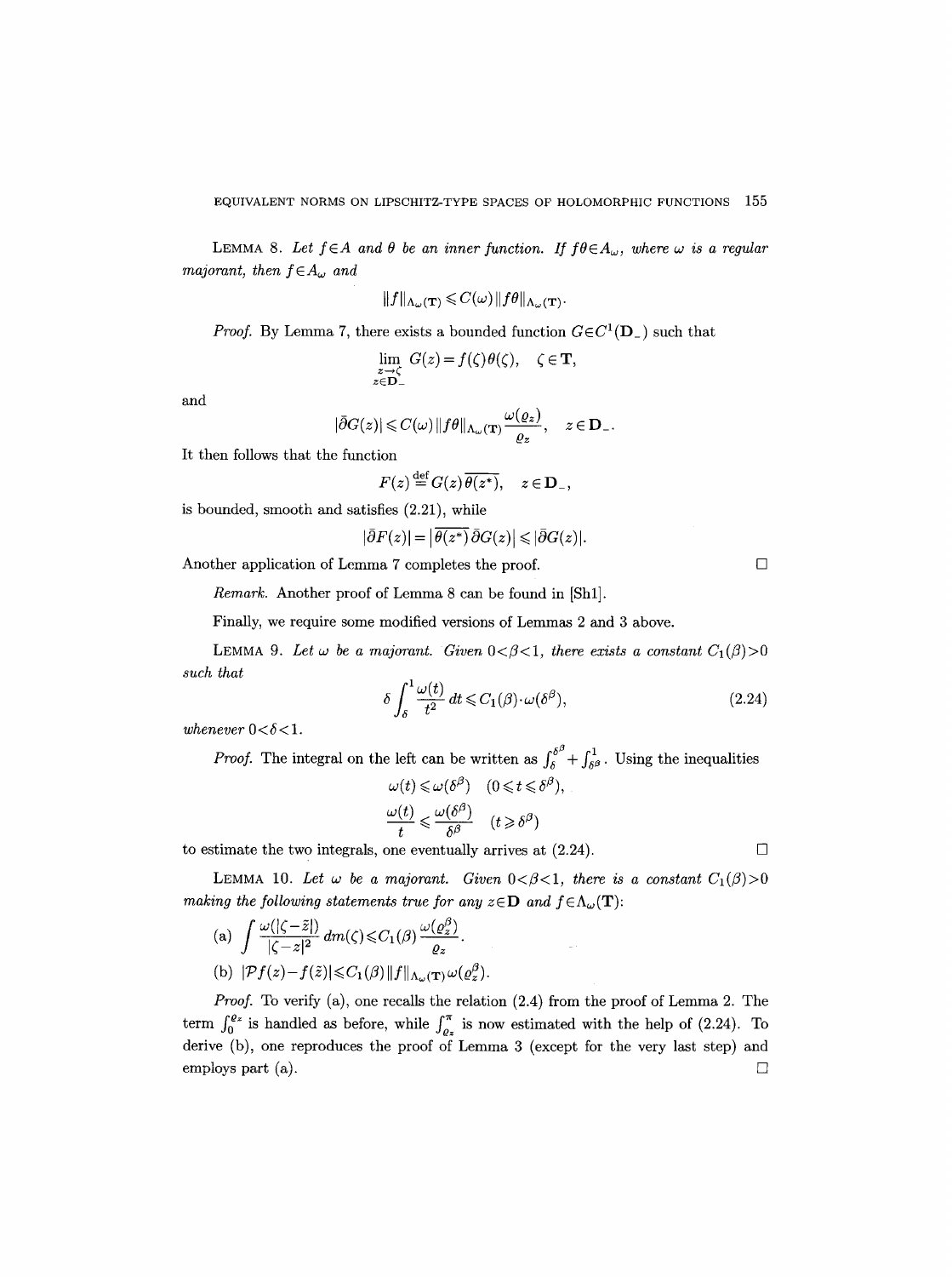**Lemma 8.** *Let $f \in A$ and $\theta$ be an inner function. If $f\theta \in A_\omega$, where $\omega$ is a regular majorant, then $f \in A_\omega$ and*

$$\|f\|_{\Lambda_\omega(\mathbf{T})} \leqslant C(\omega) \|f\theta\|_{\Lambda_\omega(\mathbf{T})}.$$

*Proof.* By Lemma 7, there exists a bounded function $G \in C^1(\mathbf{D}_-)$ such that

$$\lim_{\substack{z \to \zeta \\ z \in \mathbf{D}_-}} G(z) = f(\zeta)\theta(\zeta), \quad \zeta \in \mathbf{T},$$

and

$$|\bar\partial G(z)| \leqslant C(\omega) \|f\theta\|_{\Lambda_\omega(\mathbf{T})} \frac{\omega(\varrho_z)}{\varrho_z}, \quad z \in \mathbf{D}_-.$$

It then follows that the function

$$F(z) \stackrel{\text{def}}{=} G(z)\overline{\theta(z^*)}, \quad z \in \mathbf{D}_-,$$

is bounded, smooth and satisfies (2.21), while

$$|\bar\partial F(z)| = \left|\overline{\theta(z^*)}\, \bar\partial G(z)\right| \leqslant |\bar\partial G(z)|.$$

Another application of Lemma 7 completes the proof. $\square$

*Remark.* Another proof of Lemma 8 can be found in [Sh1].

Finally, we require some modified versions of Lemmas 2 and 3 above.

**Lemma 9.** *Let $\omega$ be a majorant. Given $0<\beta<1$, there exists a constant $C_1(\beta)>0$ such that*

$$\delta \int_\delta^1 \frac{\omega(t)}{t^2}\, dt \leqslant C_1(\beta) \cdot \omega(\delta^\beta), \tag{2.24}$$

*whenever $0<\delta<1$.*

*Proof.* The integral on the left can be written as $\int_\delta^{\delta^\beta} + \int_{\delta^\beta}^1$. Using the inequalities

$$\omega(t) \leqslant \omega(\delta^\beta) \quad (0 \leqslant t \leqslant \delta^\beta),$$

$$\frac{\omega(t)}{t} \leqslant \frac{\omega(\delta^\beta)}{\delta^\beta} \quad (t \geqslant \delta^\beta)$$

to estimate the two integrals, one eventually arrives at (2.24). $\square$

**Lemma 10.** *Let $\omega$ be a majorant. Given $0<\beta<1$, there is a constant $C_1(\beta)>0$ making the following statements true for any $z \in \mathbf{D}$ and $f \in \Lambda_\omega(\mathbf{T})$:*

(a) $\displaystyle\int \frac{\omega(|\zeta - \tilde z|)}{|\zeta - z|^2}\, dm(\zeta) \leqslant C_1(\beta) \frac{\omega(\varrho_z^\beta)}{\varrho_z}$.

(b) $|\mathcal{P}f(z) - f(\tilde z)| \leqslant C_1(\beta) \|f\|_{\Lambda_\omega(\mathbf{T})} \omega(\varrho_z^\beta)$.

*Proof.* To verify (a), one recalls the relation (2.4) from the proof of Lemma 2. The term $\int_0^{\varrho_z}$ is handled as before, while $\int_{\varrho_z}^\pi$ is now estimated with the help of (2.24). To derive (b), one reproduces the proof of Lemma 3 (except for the very last step) and employs part (a). $\square$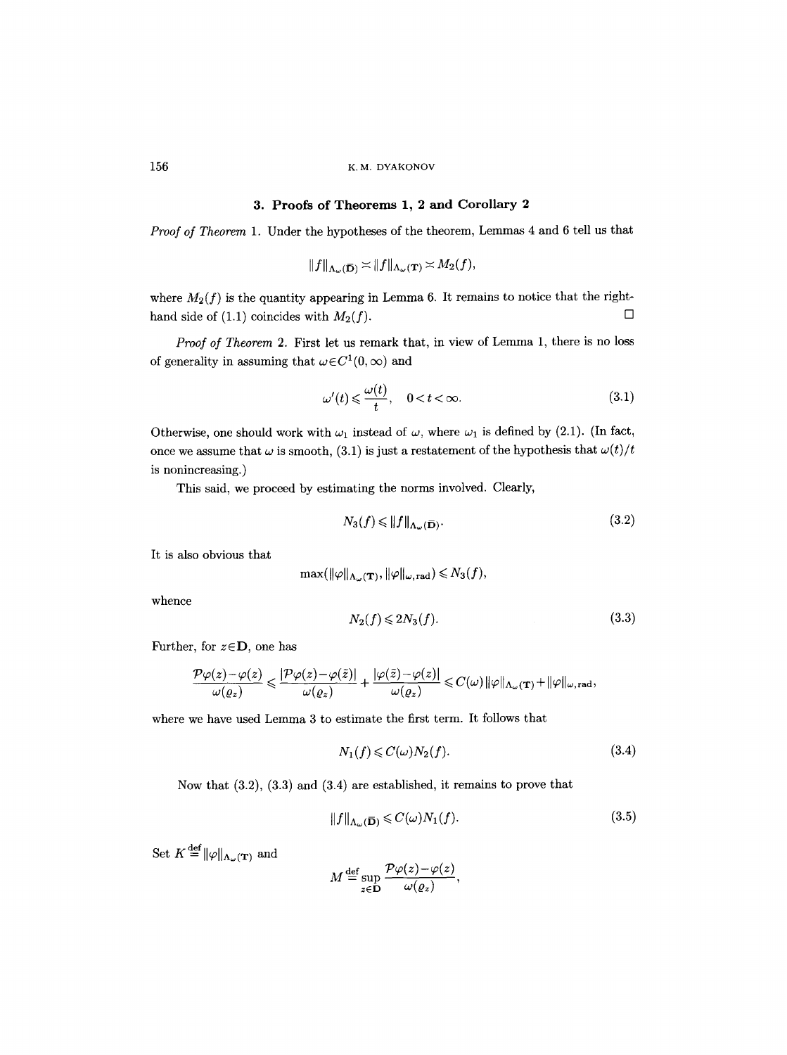## 3. Proofs of Theorems 1, 2 and Corollary 2

*Proof of Theorem* 1. Under the hypotheses of the theorem, Lemmas 4 and 6 tell us that

$$\|f\|_{\Lambda_\omega(\bar{\mathbf{D}})} \asymp \|f\|_{\Lambda_\omega(\mathbf{T})} \asymp M_2(f),$$

where $M_2(f)$ is the quantity appearing in Lemma 6. It remains to notice that the right-hand side of (1.1) coincides with $M_2(f)$. $\square$

*Proof of Theorem* 2. First let us remark that, in view of Lemma 1, there is no loss of generality in assuming that $\omega \in C^1(0,\infty)$ and

$$\omega'(t) \leqslant \frac{\omega(t)}{t}, \quad 0<t<\infty. \tag{3.1}$$

Otherwise, one should work with $\omega_1$ instead of $\omega$, where $\omega_1$ is defined by (2.1). (In fact, once we assume that $\omega$ is smooth, (3.1) is just a restatement of the hypothesis that $\omega(t)/t$ is nonincreasing.)

This said, we proceed by estimating the norms involved. Clearly,

$$N_3(f) \leqslant \|f\|_{\Lambda_\omega(\bar{\mathbf{D}})}. \tag{3.2}$$

It is also obvious that

$$\max(\|\varphi\|_{\Lambda_\omega(\mathbf{T})}, \|\varphi\|_{\omega,\mathrm{rad}}) \leqslant N_3(f),$$

whence

$$N_2(f) \leqslant 2N_3(f). \tag{3.3}$$

Further, for $z\in\mathbf{D}$, one has

$$\frac{\mathcal{P}\varphi(z)-\varphi(z)}{\omega(\varrho_z)} \leqslant \frac{|\mathcal{P}\varphi(z)-\varphi(\tilde{z})|}{\omega(\varrho_z)} + \frac{|\varphi(\tilde{z})-\varphi(z)|}{\omega(\varrho_z)} \leqslant C(\omega)\|\varphi\|_{\Lambda_\omega(\mathbf{T})} + \|\varphi\|_{\omega,\mathrm{rad}},$$

where we have used Lemma 3 to estimate the first term. It follows that

$$N_1(f) \leqslant C(\omega) N_2(f). \tag{3.4}$$

Now that (3.2), (3.3) and (3.4) are established, it remains to prove that

$$\|f\|_{\Lambda_\omega(\bar{\mathbf{D}})} \leqslant C(\omega) N_1(f). \tag{3.5}$$

Set $K \stackrel{\mathrm{def}}{=} \|\varphi\|_{\Lambda_\omega(\mathbf{T})}$ and

$$M \stackrel{\mathrm{def}}{=} \sup_{z\in\mathbf{D}} \frac{\mathcal{P}\varphi(z)-\varphi(z)}{\omega(\varrho_z)},$$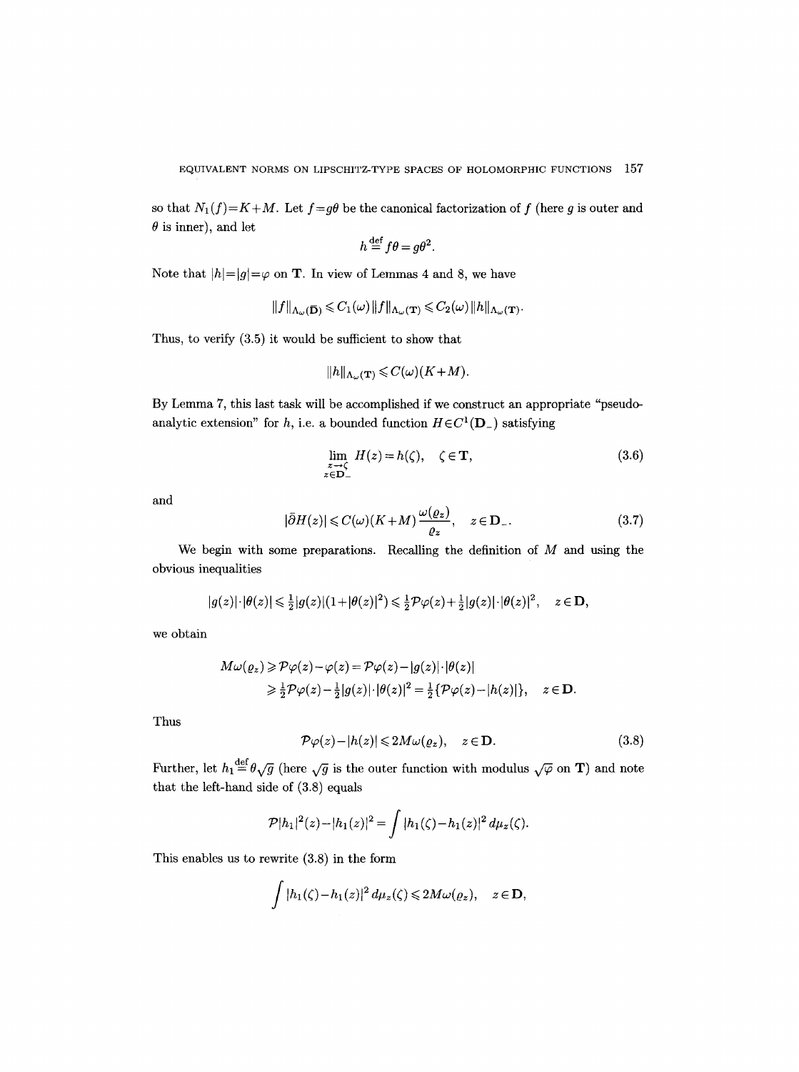so that $N_1(f)=K+M$. Let $f=g\theta$ be the canonical factorization of $f$ (here $g$ is outer and $\theta$ is inner), and let

$$h \stackrel{\text{def}}{=} f\theta = g\theta^2.$$

Note that $|h|=|g|=\varphi$ on $\mathbf{T}$. In view of Lemmas 4 and 8, we have

$$\|f\|_{\Lambda_\omega(\overline{\mathbf{D}})} \leqslant C_1(\omega)\|f\|_{\Lambda_\omega(\mathbf{T})} \leqslant C_2(\omega)\|h\|_{\Lambda_\omega(\mathbf{T})}.$$

Thus, to verify (3.5) it would be sufficient to show that

$$\|h\|_{\Lambda_\omega(\mathbf{T})} \leqslant C(\omega)(K+M).$$

By Lemma 7, this last task will be accomplished if we construct an appropriate "pseudo-analytic extension" for $h$, i.e. a bounded function $H \in C^1(\mathbf{D}_-)$ satisfying

$$\lim_{\substack{z\to\zeta \\ z\in\mathbf{D}_-}} H(z)=h(\zeta), \quad \zeta\in\mathbf{T}, \tag{3.6}$$

and

$$|\bar{\partial}H(z)| \leqslant C(\omega)(K+M)\frac{\omega(\varrho_z)}{\varrho_z}, \quad z\in\mathbf{D}_-. \tag{3.7}$$

We begin with some preparations. Recalling the definition of $M$ and using the obvious inequalities

$$|g(z)|\cdot|\theta(z)| \leqslant \tfrac{1}{2}|g(z)|(1+|\theta(z)|^2) \leqslant \tfrac{1}{2}\mathcal{P}\varphi(z)+\tfrac{1}{2}|g(z)|\cdot|\theta(z)|^2, \quad z\in\mathbf{D},$$

we obtain

$$\begin{aligned} M\omega(\varrho_z) &\geqslant \mathcal{P}\varphi(z)-\varphi(z)=\mathcal{P}\varphi(z)-|g(z)|\cdot|\theta(z)| \\ &\geqslant \tfrac{1}{2}\mathcal{P}\varphi(z)-\tfrac{1}{2}|g(z)|\cdot|\theta(z)|^2=\tfrac{1}{2}\{\mathcal{P}\varphi(z)-|h(z)|\}, \quad z\in\mathbf{D}. \end{aligned}$$

Thus

$$\mathcal{P}\varphi(z)-|h(z)| \leqslant 2M\omega(\varrho_z), \quad z\in\mathbf{D}. \tag{3.8}$$

Further, let $h_1 \stackrel{\text{def}}{=} \theta\sqrt{g}$ (here $\sqrt{g}$ is the outer function with modulus $\sqrt{\varphi}$ on $\mathbf{T}$) and note that the left-hand side of (3.8) equals

$$\mathcal{P}|h_1|^2(z)-|h_1(z)|^2=\int |h_1(\zeta)-h_1(z)|^2\,d\mu_z(\zeta).$$

This enables us to rewrite (3.8) in the form

$$\int |h_1(\zeta)-h_1(z)|^2\,d\mu_z(\zeta) \leqslant 2M\omega(\varrho_z), \quad z\in\mathbf{D},$$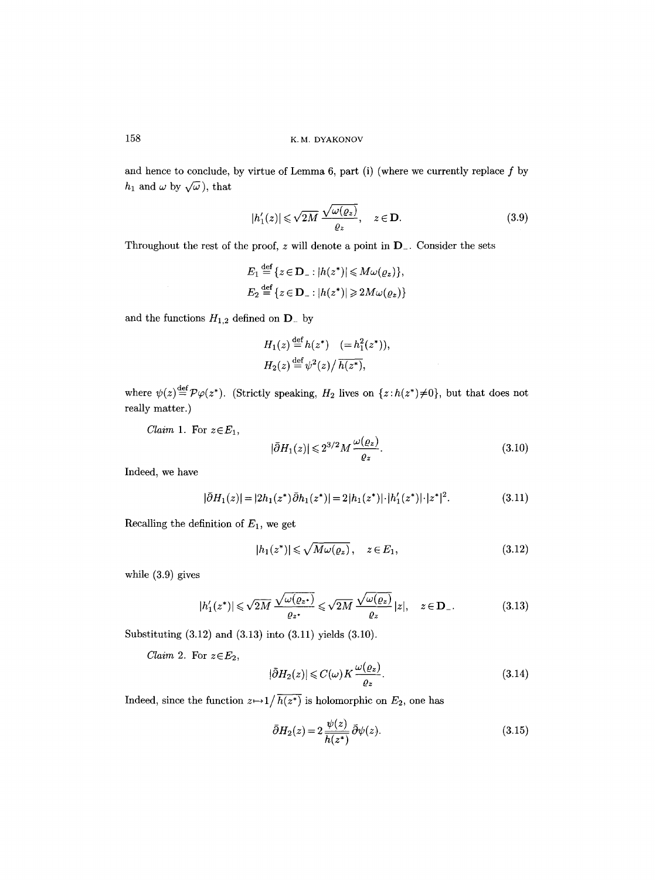and hence to conclude, by virtue of Lemma 6, part (i) (where we currently replace $f$ by $h_1$ and $\omega$ by $\sqrt{\omega}$), that

$$|h_1'(z)| \leqslant \sqrt{2M}\, \frac{\sqrt{\omega(\varrho_z)}}{\varrho_z}, \quad z \in \mathbf{D}. \tag{3.9}$$

Throughout the rest of the proof, $z$ will denote a point in $\mathbf{D}_-$. Consider the sets

$$E_1 \stackrel{\text{def}}{=} \{z \in \mathbf{D}_- : |h(z^*)| \leqslant M\omega(\varrho_z)\},$$

$$E_2 \stackrel{\text{def}}{=} \{z \in \mathbf{D}_- : |h(z^*)| \geqslant 2M\omega(\varrho_z)\}$$

and the functions $H_{1,2}$ defined on $\mathbf{D}_-$ by

$$H_1(z) \stackrel{\text{def}}{=} h(z^*) \quad (=h_1^2(z^*)),$$

$$H_2(z) \stackrel{\text{def}}{=} \psi^2(z)/\overline{h(z^*)},$$

where $\psi(z) \stackrel{\text{def}}{=} \mathcal{P}\varphi(z^*)$. (Strictly speaking, $H_2$ lives on $\{z : h(z^*) \neq 0\}$, but that does not really matter.)

*Claim* 1. For $z \in E_1$,

$$|\bar{\partial} H_1(z)| \leqslant 2^{3/2} M \frac{\omega(\varrho_z)}{\varrho_z}. \tag{3.10}$$

Indeed, we have

$$|\bar{\partial} H_1(z)| = |2h_1(z^*)\bar{\partial} h_1(z^*)| = 2|h_1(z^*)| \cdot |h_1'(z^*)| \cdot |z^*|^2. \tag{3.11}$$

Recalling the definition of $E_1$, we get

$$|h_1(z^*)| \leqslant \sqrt{M\omega(\varrho_z)}, \quad z \in E_1, \tag{3.12}$$

while (3.9) gives

$$|h_1'(z^*)| \leqslant \sqrt{2M}\, \frac{\sqrt{\omega(\varrho_{z^*})}}{\varrho_{z^*}} \leqslant \sqrt{2M}\, \frac{\sqrt{\omega(\varrho_z)}}{\varrho_z} |z|, \quad z \in \mathbf{D}_-. \tag{3.13}$$

Substituting (3.12) and (3.13) into (3.11) yields (3.10).

*Claim* 2. For $z \in E_2$,

$$|\bar{\partial} H_2(z)| \leqslant C(\omega) K \frac{\omega(\varrho_z)}{\varrho_z}. \tag{3.14}$$

Indeed, since the function $z \mapsto 1/\overline{h(z^*)}$ is holomorphic on $E_2$, one has

$$\bar{\partial} H_2(z) = 2\frac{\psi(z)}{\overline{h(z^*)}} \bar{\partial}\psi(z). \tag{3.15}$$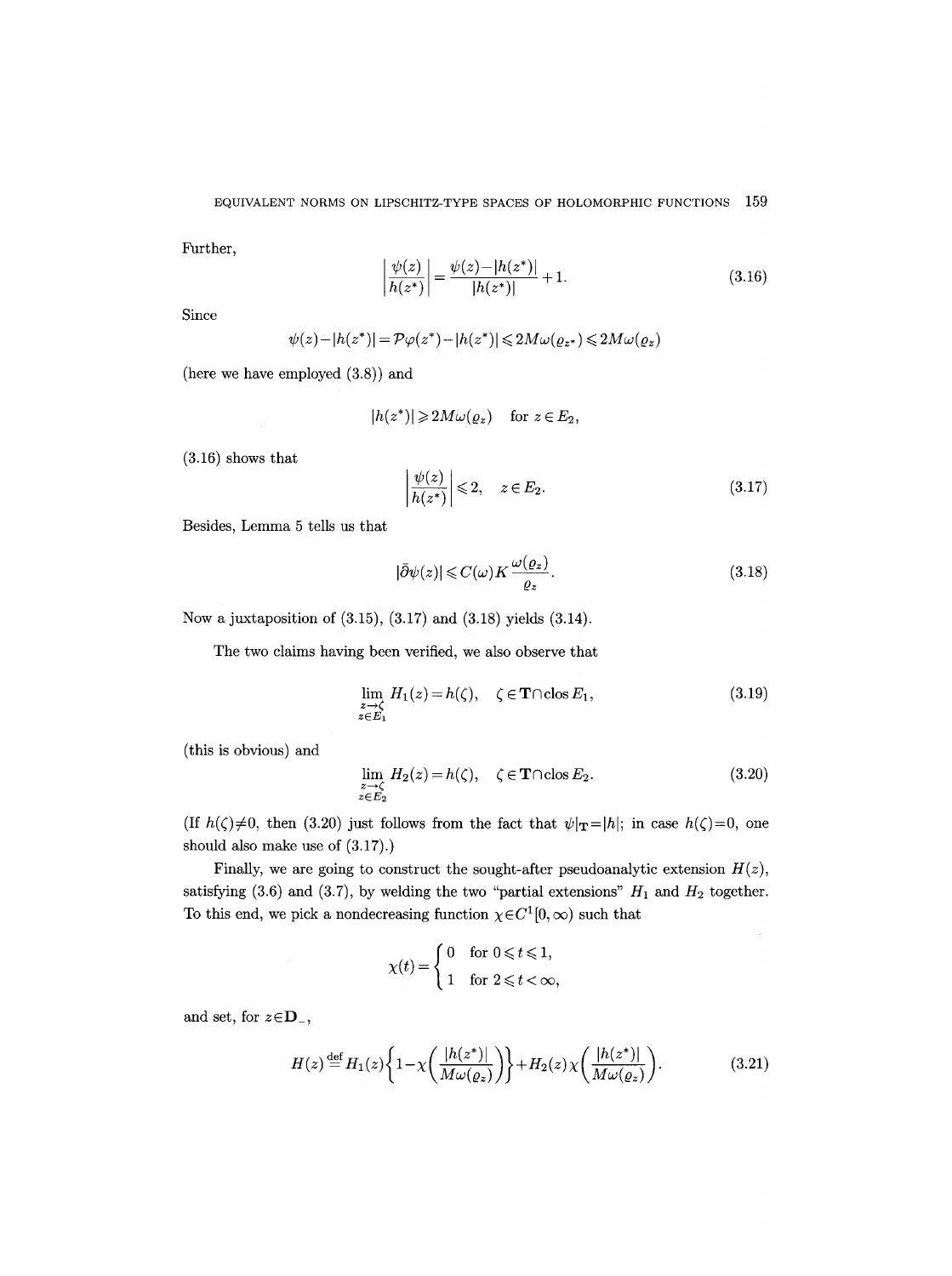Further,

$$\left|\frac{\psi(z)}{h(z^*)}\right| = \frac{\psi(z)-|h(z^*)|}{|h(z^*)|}+1. \tag{3.16}$$

Since

$$\psi(z)-|h(z^*)| = \mathcal{P}\varphi(z^*)-|h(z^*)| \leqslant 2M\omega(\varrho_{z^*}) \leqslant 2M\omega(\varrho_z)$$

(here we have employed (3.8)) and

$$|h(z^*)| \geqslant 2M\omega(\varrho_z) \quad \text{for } z\in E_2,$$

(3.16) shows that

$$\left|\frac{\psi(z)}{h(z^*)}\right| \leqslant 2, \quad z\in E_2. \tag{3.17}$$

Besides, Lemma 5 tells us that

$$|\bar{\partial}\psi(z)| \leqslant C(\omega)K\frac{\omega(\varrho_z)}{\varrho_z}. \tag{3.18}$$

Now a juxtaposition of (3.15), (3.17) and (3.18) yields (3.14).

The two claims having been verified, we also observe that

$$\lim_{\substack{z\to\zeta\\ z\in E_1}} H_1(z) = h(\zeta), \quad \zeta\in\mathbf{T}\cap\operatorname{clos} E_1, \tag{3.19}$$

(this is obvious) and

$$\lim_{\substack{z\to\zeta\\ z\in E_2}} H_2(z) = h(\zeta), \quad \zeta\in\mathbf{T}\cap\operatorname{clos} E_2. \tag{3.20}$$

(If $h(\zeta)\neq 0$, then (3.20) just follows from the fact that $\psi|_{\mathbf{T}}=|h|$; in case $h(\zeta)=0$, one should also make use of (3.17).)

Finally, we are going to construct the sought-after pseudoanalytic extension $H(z)$, satisfying (3.6) and (3.7), by welding the two "partial extensions" $H_1$ and $H_2$ together. To this end, we pick a nondecreasing function $\chi\in C^1[0,\infty)$ such that

$$\chi(t) = \begin{cases} 0 & \text{for } 0\leqslant t\leqslant 1,\\ 1 & \text{for } 2\leqslant t<\infty, \end{cases}$$

and set, for $z\in\mathbf{D}_-$,

$$H(z) \stackrel{\text{def}}{=} H_1(z)\left\{1-\chi\left(\frac{|h(z^*)|}{M\omega(\varrho_z)}\right)\right\} + H_2(z)\chi\left(\frac{|h(z^*)|}{M\omega(\varrho_z)}\right). \tag{3.21}$$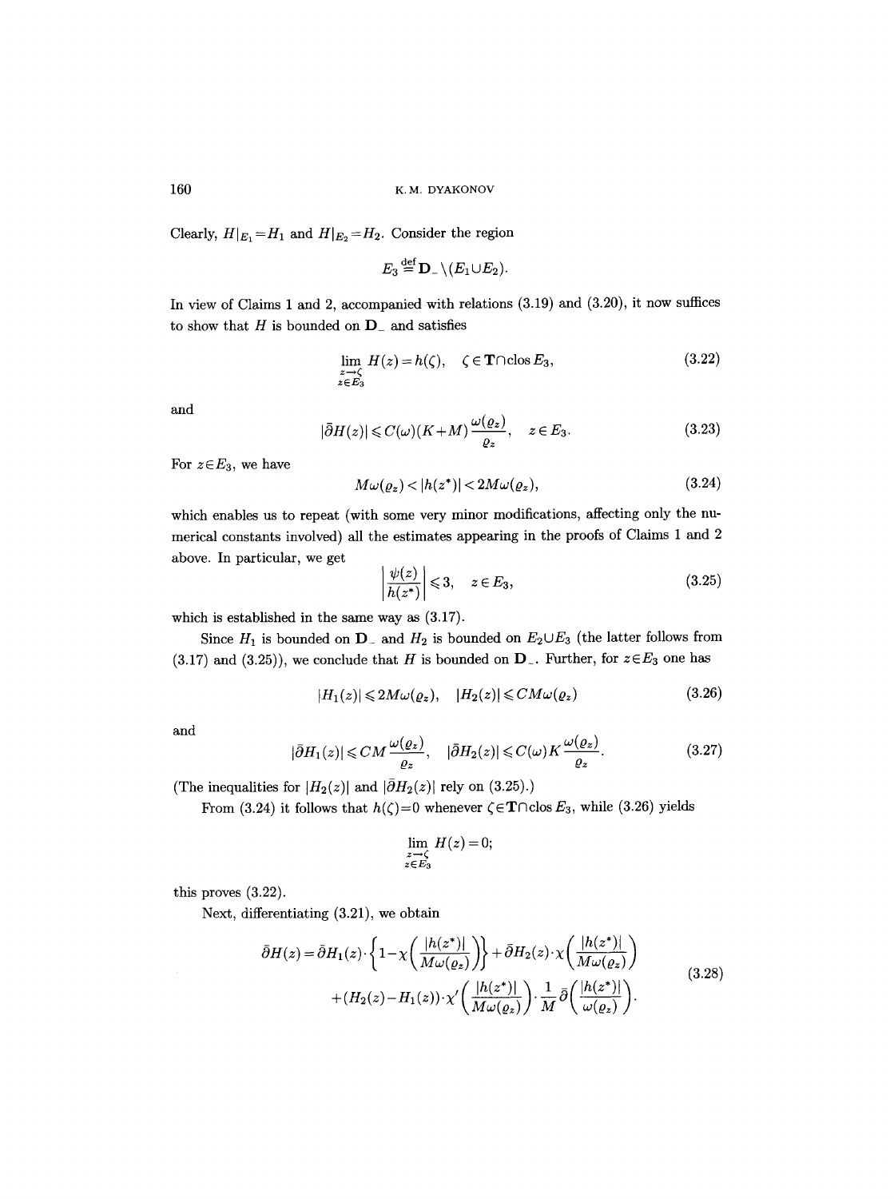Clearly, $H|_{E_1}=H_1$ and $H|_{E_2}=H_2$. Consider the region

$$E_3 \overset{\text{def}}{=} \mathbf{D}_-\setminus(E_1\cup E_2).$$

In view of Claims 1 and 2, accompanied with relations (3.19) and (3.20), it now suffices to show that $H$ is bounded on $\mathbf{D}_-$ and satisfies

$$\lim_{\substack{z\to\zeta\\ z\in E_3}} H(z)=h(\zeta), \quad \zeta\in\mathbf{T}\cap\operatorname{clos}E_3, \tag{3.22}$$

and

$$|\bar\partial H(z)|\leqslant C(\omega)(K+M)\frac{\omega(\varrho_z)}{\varrho_z}, \quad z\in E_3. \tag{3.23}$$

For $z\in E_3$, we have

$$M\omega(\varrho_z)<|h(z^*)|<2M\omega(\varrho_z), \tag{3.24}$$

which enables us to repeat (with some very minor modifications, affecting only the numerical constants involved) all the estimates appearing in the proofs of Claims 1 and 2 above. In particular, we get

$$\left|\frac{\psi(z)}{h(z^*)}\right|\leqslant 3, \quad z\in E_3, \tag{3.25}$$

which is established in the same way as (3.17).

Since $H_1$ is bounded on $\mathbf{D}_-$ and $H_2$ is bounded on $E_2\cup E_3$ (the latter follows from (3.17) and (3.25)), we conclude that $H$ is bounded on $\mathbf{D}_-$. Further, for $z\in E_3$ one has

$$|H_1(z)|\leqslant 2M\omega(\varrho_z), \quad |H_2(z)|\leqslant CM\omega(\varrho_z) \tag{3.26}$$

and

$$|\bar\partial H_1(z)|\leqslant CM\frac{\omega(\varrho_z)}{\varrho_z}, \quad |\bar\partial H_2(z)|\leqslant C(\omega)K\frac{\omega(\varrho_z)}{\varrho_z}. \tag{3.27}$$

(The inequalities for $|H_2(z)|$ and $|\bar\partial H_2(z)|$ rely on (3.25).)

From (3.24) it follows that $h(\zeta)=0$ whenever $\zeta\in\mathbf{T}\cap\operatorname{clos}E_3$, while (3.26) yields

$$\lim_{\substack{z\to\zeta\\ z\in E_3}} H(z)=0;$$

this proves (3.22).

Next, differentiating (3.21), we obtain

$$\begin{aligned}\bar\partial H(z)=\bar\partial H_1(z)\cdot\left\{1-\chi\left(\frac{|h(z^*)|}{M\omega(\varrho_z)}\right)\right\}+\bar\partial H_2(z)\cdot\chi\left(\frac{|h(z^*)|}{M\omega(\varrho_z)}\right)\\ +(H_2(z)-H_1(z))\cdot\chi'\left(\frac{|h(z^*)|}{M\omega(\varrho_z)}\right)\cdot\frac{1}{M}\bar\partial\left(\frac{|h(z^*)|}{\omega(\varrho_z)}\right).\end{aligned} \tag{3.28}$$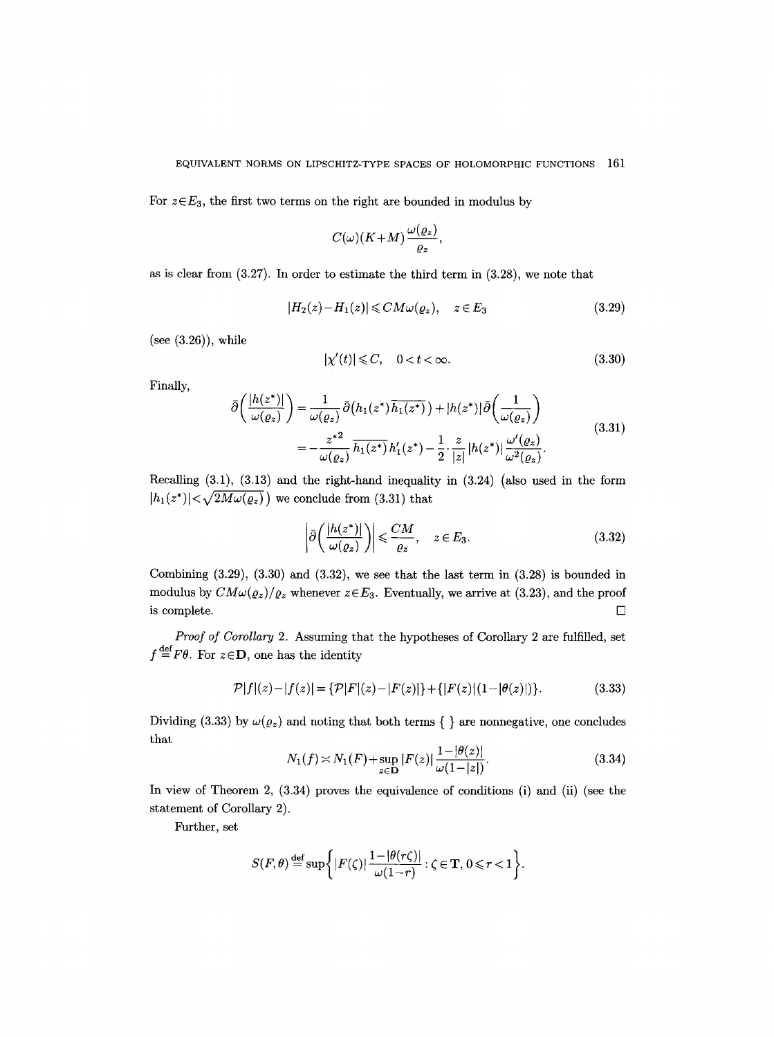For $z \in E_3$, the first two terms on the right are bounded in modulus by

$$C(\omega)(K+M)\frac{\omega(\varrho_z)}{\varrho_z},$$

as is clear from (3.27). In order to estimate the third term in (3.28), we note that

$$|H_2(z)-H_1(z)| \leqslant CM\omega(\varrho_z), \quad z \in E_3 \tag{3.29}$$

(see (3.26)), while

$$|\chi'(t)| \leqslant C, \quad 0<t<\infty. \tag{3.30}$$

Finally,

$$\begin{aligned}
\bar\partial\left(\frac{|h(z^*)|}{\omega(\varrho_z)}\right) &= \frac{1}{\omega(\varrho_z)}\bar\partial\big(h_1(z^*)\overline{h_1(z^*)}\big) + |h(z^*)|\bar\partial\left(\frac{1}{\omega(\varrho_z)}\right) \\
&= -\frac{z^{*2}}{\omega(\varrho_z)}\,\overline{h_1(z^*)\,h_1'(z^*)} - \frac{1}{2}\cdot\frac{z}{|z|}|h(z^*)|\frac{\omega'(\varrho_z)}{\omega^2(\varrho_z)}.
\end{aligned} \tag{3.31}$$

Recalling (3.1), (3.13) and the right-hand inequality in (3.24) (also used in the form $|h_1(z^*)|<\sqrt{2M\omega(\varrho_z)}$) we conclude from (3.31) that

$$\left|\bar\partial\left(\frac{|h(z^*)|}{\omega(\varrho_z)}\right)\right| \leqslant \frac{CM}{\varrho_z}, \quad z \in E_3. \tag{3.32}$$

Combining (3.29), (3.30) and (3.32), we see that the last term in (3.28) is bounded in modulus by $CM\omega(\varrho_z)/\varrho_z$ whenever $z \in E_3$. Eventually, we arrive at (3.23), and the proof is complete. □

*Proof of Corollary* 2. Assuming that the hypotheses of Corollary 2 are fulfilled, set $f \overset{\text{def}}{=} F\theta$. For $z \in \mathbf{D}$, one has the identity

$$\mathcal{P}|f|(z)-|f(z)| = \{\mathcal{P}|F|(z)-|F(z)|\}+\{|F(z)|(1-|\theta(z)|)\}. \tag{3.33}$$

Dividing (3.33) by $\omega(\varrho_z)$ and noting that both terms $\{\ \}$ are nonnegative, one concludes that

$$N_1(f) \asymp N_1(F) + \sup_{z\in\mathbf{D}} |F(z)|\frac{1-|\theta(z)|}{\omega(1-|z|)}. \tag{3.34}$$

In view of Theorem 2, (3.34) proves the equivalence of conditions (i) and (ii) (see the statement of Corollary 2).

Further, set

$$S(F,\theta) \overset{\text{def}}{=} \sup\left\{|F(\zeta)|\frac{1-|\theta(r\zeta)|}{\omega(1-r)} : \zeta \in \mathbf{T},\, 0 \leqslant r < 1\right\}.$$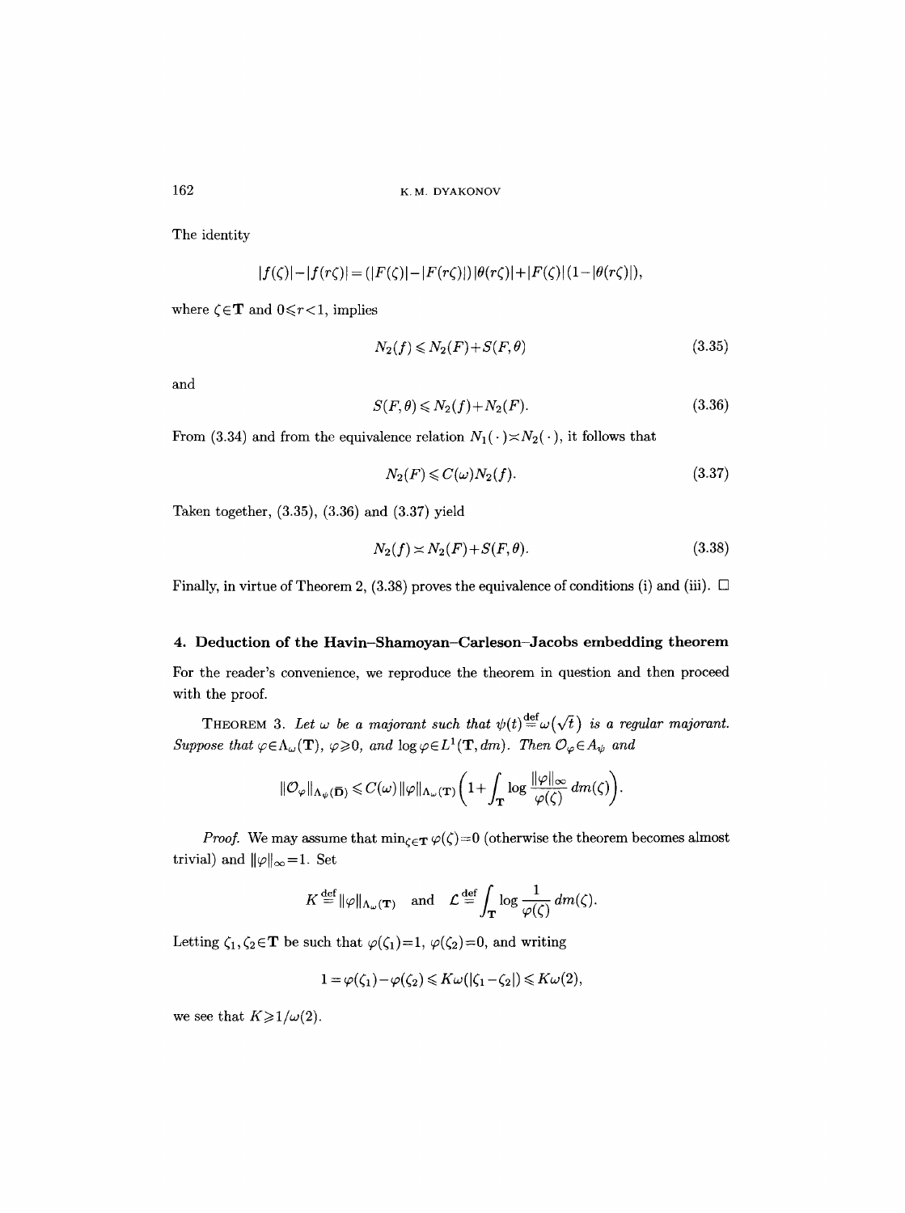The identity

$$|f(\zeta)|-|f(r\zeta)|=(|F(\zeta)|-|F(r\zeta)|)\,|\theta(r\zeta)|+|F(\zeta)|\,(1-|\theta(r\zeta)|),$$

where $\zeta\in\mathbf{T}$ and $0\leqslant r<1$, implies

$$N_2(f)\leqslant N_2(F)+S(F,\theta) \tag{3.35}$$

and

$$S(F,\theta)\leqslant N_2(f)+N_2(F). \tag{3.36}$$

From (3.34) and from the equivalence relation $N_1(\,\cdot\,)\asymp N_2(\,\cdot\,)$, it follows that

$$N_2(F)\leqslant C(\omega)N_2(f). \tag{3.37}$$

Taken together, (3.35), (3.36) and (3.37) yield

$$N_2(f)\asymp N_2(F)+S(F,\theta). \tag{3.38}$$

Finally, in virtue of Theorem 2, (3.38) proves the equivalence of conditions (i) and (iii). $\square$

## 4. Deduction of the Havin–Shamoyan–Carleson–Jacobs embedding theorem

For the reader's convenience, we reproduce the theorem in question and then proceed with the proof.

THEOREM 3. *Let $\omega$ be a majorant such that $\psi(t)\stackrel{\text{def}}{=}\omega(\sqrt{t})$ is a regular majorant. Suppose that $\varphi\in\Lambda_\omega(\mathbf{T})$, $\varphi\geqslant 0$, and $\log\varphi\in L^1(\mathbf{T},dm)$. Then $\mathcal{O}_\varphi\in A_\psi$ and*

$$\|\mathcal{O}_\varphi\|_{\Lambda_\psi(\overline{\mathbf{D}})}\leqslant C(\omega)\,\|\varphi\|_{\Lambda_\omega(\mathbf{T})}\left(1+\int_{\mathbf{T}}\log\frac{\|\varphi\|_\infty}{\varphi(\zeta)}\,dm(\zeta)\right).$$

*Proof.* We may assume that $\min_{\zeta\in\mathbf{T}}\varphi(\zeta)=0$ (otherwise the theorem becomes almost trivial) and $\|\varphi\|_\infty=1$. Set

$$K\stackrel{\text{def}}{=}\|\varphi\|_{\Lambda_\omega(\mathbf{T})}\quad\text{and}\quad \mathcal{L}\stackrel{\text{def}}{=}\int_{\mathbf{T}}\log\frac{1}{\varphi(\zeta)}\,dm(\zeta).$$

Letting $\zeta_1,\zeta_2\in\mathbf{T}$ be such that $\varphi(\zeta_1)=1$, $\varphi(\zeta_2)=0$, and writing

$$1=\varphi(\zeta_1)-\varphi(\zeta_2)\leqslant K\omega(|\zeta_1-\zeta_2|)\leqslant K\omega(2),$$

we see that $K\geqslant 1/\omega(2)$.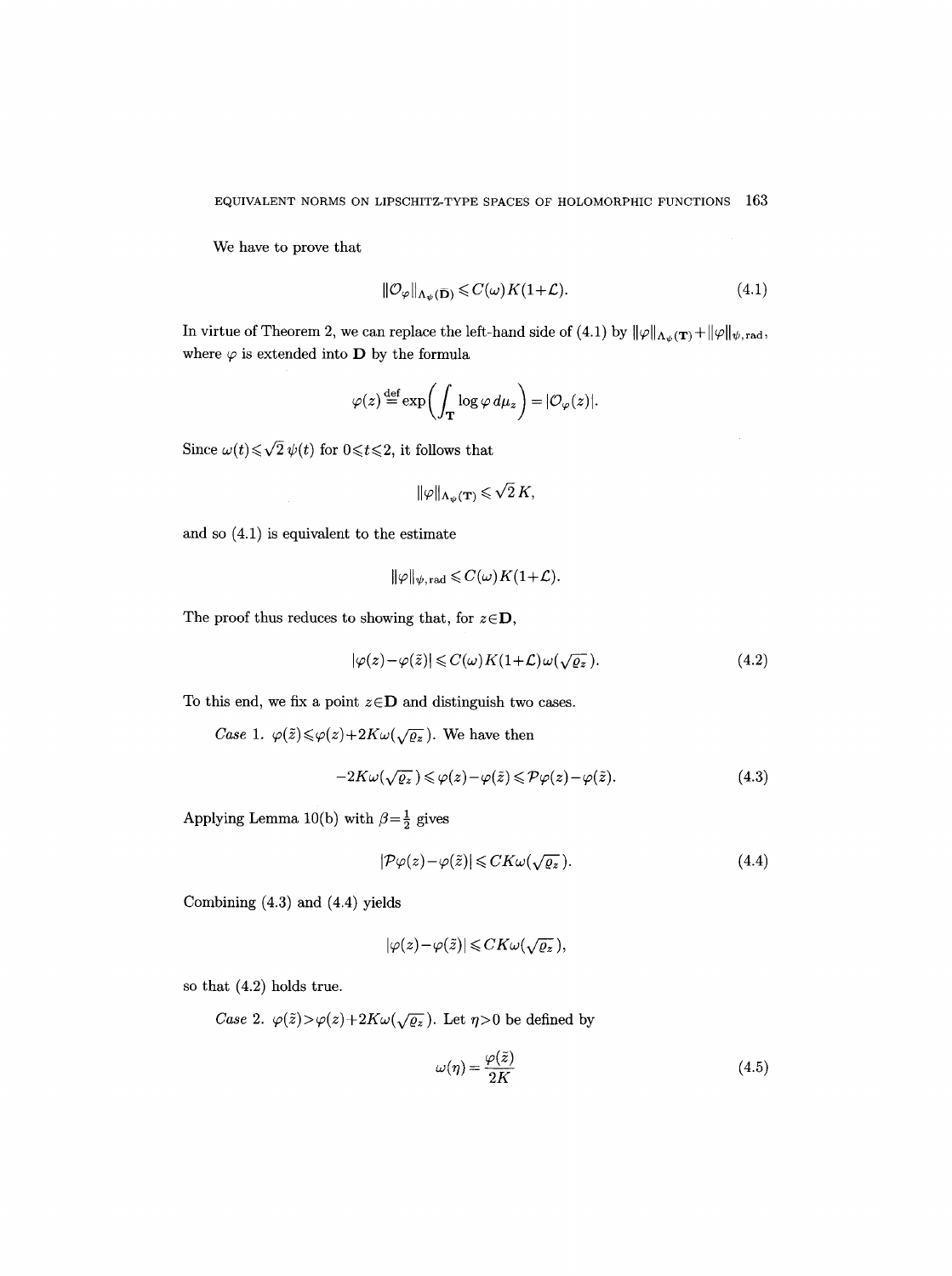We have to prove that

$$\|\mathcal{O}_\varphi\|_{\Lambda_\psi(\overline{\mathbf{D}})} \leqslant C(\omega)K(1+\mathcal{L}). \tag{4.1}$$

In virtue of Theorem 2, we can replace the left-hand side of (4.1) by $\|\varphi\|_{\Lambda_\psi(\mathbf{T})}+\|\varphi\|_{\psi,\mathrm{rad}}$, where $\varphi$ is extended into $\mathbf{D}$ by the formula

$$\varphi(z) \stackrel{\text{def}}{=} \exp\biggl(\int_{\mathbf{T}} \log\varphi\, d\mu_z\biggr) = |\mathcal{O}_\varphi(z)|.$$

Since $\omega(t)\leqslant\sqrt{2}\,\psi(t)$ for $0\leqslant t\leqslant 2$, it follows that

$$\|\varphi\|_{\Lambda_\psi(\mathbf{T})} \leqslant \sqrt{2}\,K,$$

and so (4.1) is equivalent to the estimate

$$\|\varphi\|_{\psi,\mathrm{rad}} \leqslant C(\omega)K(1+\mathcal{L}).$$

The proof thus reduces to showing that, for $z\in\mathbf{D}$,

$$|\varphi(z)-\varphi(\tilde{z})| \leqslant C(\omega)K(1+\mathcal{L})\,\omega(\sqrt{\varrho_z}\,). \tag{4.2}$$

To this end, we fix a point $z\in\mathbf{D}$ and distinguish two cases.

*Case* 1. $\varphi(\tilde{z})\leqslant\varphi(z)+2K\omega(\sqrt{\varrho_z}\,)$. We have then

$$-2K\omega(\sqrt{\varrho_z}\,) \leqslant \varphi(z)-\varphi(\tilde{z}) \leqslant \mathcal{P}\varphi(z)-\varphi(\tilde{z}). \tag{4.3}$$

Applying Lemma 10(b) with $\beta=\tfrac{1}{2}$ gives

$$|\mathcal{P}\varphi(z)-\varphi(\tilde{z})| \leqslant CK\omega(\sqrt{\varrho_z}\,). \tag{4.4}$$

Combining (4.3) and (4.4) yields

$$|\varphi(z)-\varphi(\tilde{z})| \leqslant CK\omega(\sqrt{\varrho_z}\,),$$

so that (4.2) holds true.

*Case* 2. $\varphi(\tilde{z})>\varphi(z)+2K\omega(\sqrt{\varrho_z}\,)$. Let $\eta>0$ be defined by

$$\omega(\eta) = \frac{\varphi(\tilde{z})}{2K} \tag{4.5}$$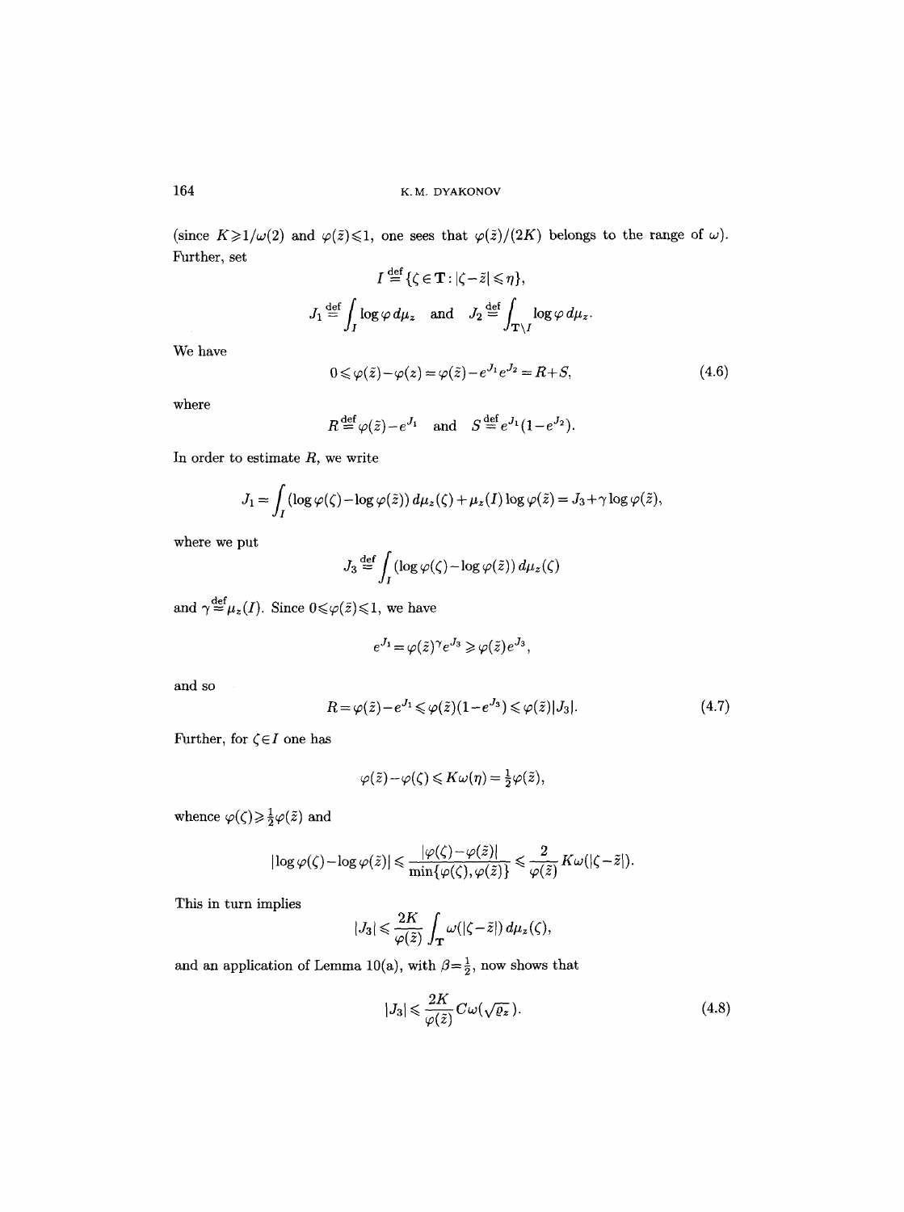(since $K \geqslant 1/\omega(2)$ and $\varphi(\tilde{z}) \leqslant 1$, one sees that $\varphi(\tilde{z})/(2K)$ belongs to the range of $\omega$). Further, set

$$I \stackrel{\text{def}}{=} \{\zeta \in \mathbf{T} : |\zeta - \tilde{z}| \leqslant \eta\},$$

$$J_1 \stackrel{\text{def}}{=} \int_I \log \varphi \, d\mu_z \quad \text{and} \quad J_2 \stackrel{\text{def}}{=} \int_{\mathbf{T} \setminus I} \log \varphi \, d\mu_z.$$

We have

$$0 \leqslant \varphi(\tilde{z}) - \varphi(z) = \varphi(\tilde{z}) - e^{J_1} e^{J_2} = R + S, \tag{4.6}$$

where

$$R \stackrel{\text{def}}{=} \varphi(\tilde{z}) - e^{J_1} \quad \text{and} \quad S \stackrel{\text{def}}{=} e^{J_1}(1 - e^{J_2}).$$

In order to estimate $R$, we write

$$J_1 = \int_I (\log \varphi(\zeta) - \log \varphi(\tilde{z})) \, d\mu_z(\zeta) + \mu_z(I) \log \varphi(\tilde{z}) = J_3 + \gamma \log \varphi(\tilde{z}),$$

where we put

$$J_3 \stackrel{\text{def}}{=} \int_I (\log \varphi(\zeta) - \log \varphi(\tilde{z})) \, d\mu_z(\zeta)$$

and $\gamma \stackrel{\text{def}}{=} \mu_z(I)$. Since $0 \leqslant \varphi(\tilde{z}) \leqslant 1$, we have

$$e^{J_1} = \varphi(\tilde{z})^\gamma e^{J_3} \geqslant \varphi(\tilde{z}) e^{J_3},$$

and so

$$R = \varphi(\tilde{z}) - e^{J_1} \leqslant \varphi(\tilde{z})(1 - e^{J_3}) \leqslant \varphi(\tilde{z})|J_3|. \tag{4.7}$$

Further, for $\zeta \in I$ one has

$$\varphi(\tilde{z}) - \varphi(\zeta) \leqslant K\omega(\eta) = \tfrac{1}{2}\varphi(\tilde{z}),$$

whence $\varphi(\zeta) \geqslant \frac{1}{2}\varphi(\tilde{z})$ and

$$|\log \varphi(\zeta) - \log \varphi(\tilde{z})| \leqslant \frac{|\varphi(\zeta) - \varphi(\tilde{z})|}{\min\{\varphi(\zeta), \varphi(\tilde{z})\}} \leqslant \frac{2}{\varphi(\tilde{z})} K\omega(|\zeta - \tilde{z}|).$$

This in turn implies

$$|J_3| \leqslant \frac{2K}{\varphi(\tilde{z})} \int_{\mathbf{T}} \omega(|\zeta - \tilde{z}|) \, d\mu_z(\zeta),$$

and an application of Lemma 10(a), with $\beta = \frac{1}{2}$, now shows that

$$|J_3| \leqslant \frac{2K}{\varphi(\tilde{z})} C\omega(\sqrt{\varrho_z}). \tag{4.8}$$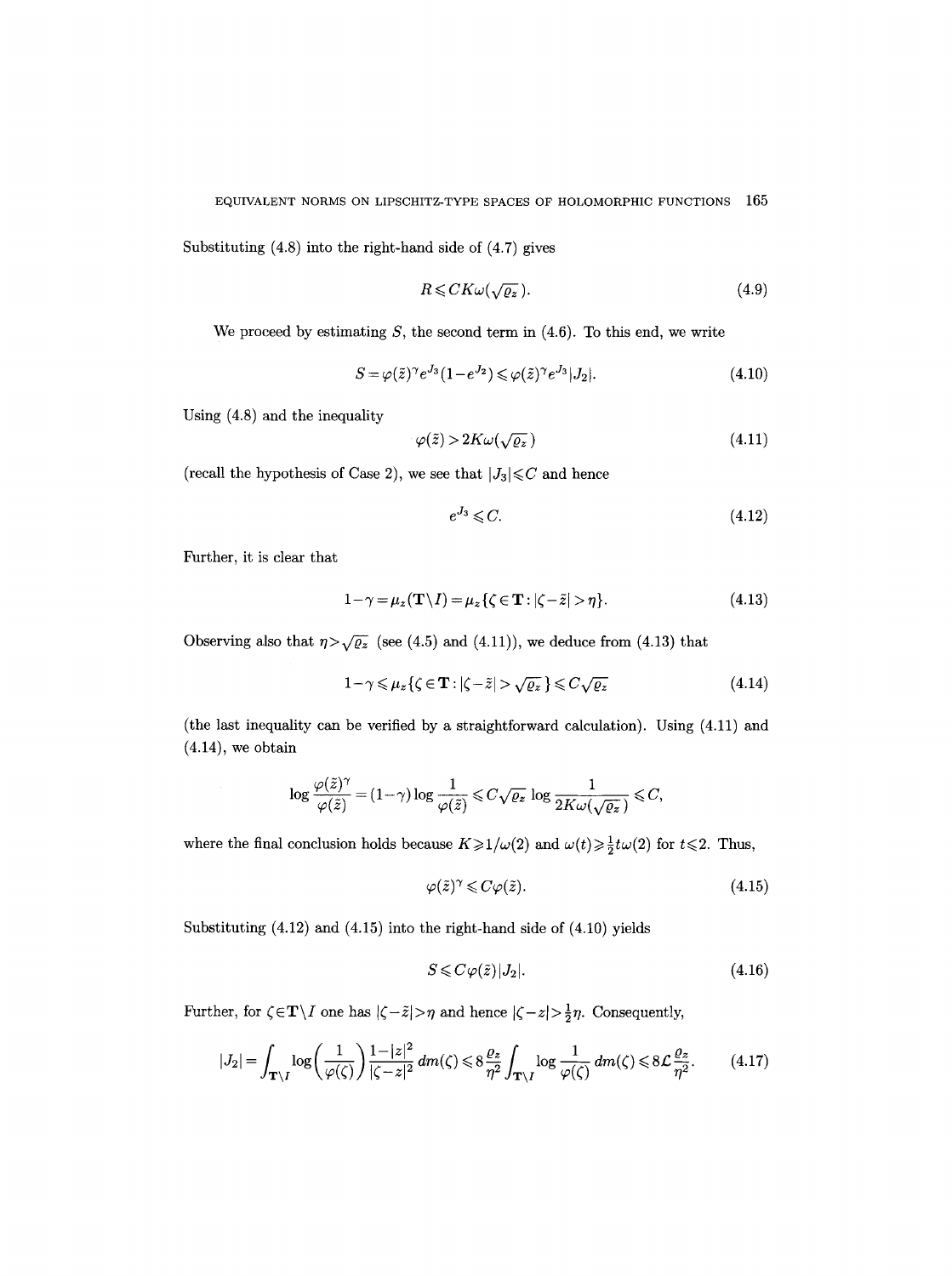Substituting (4.8) into the right-hand side of (4.7) gives

$$R \leqslant CK\omega(\sqrt{\varrho_z}). \tag{4.9}$$

We proceed by estimating $S$, the second term in (4.6). To this end, we write

$$S = \varphi(\tilde{z})^\gamma e^{J_3}(1-e^{J_2}) \leqslant \varphi(\tilde{z})^\gamma e^{J_3}|J_2|. \tag{4.10}$$

Using (4.8) and the inequality

$$\varphi(\tilde{z}) > 2K\omega(\sqrt{\varrho_z}) \tag{4.11}$$

(recall the hypothesis of Case 2), we see that $|J_3| \leqslant C$ and hence

$$e^{J_3} \leqslant C. \tag{4.12}$$

Further, it is clear that

$$1-\gamma = \mu_z(\mathbf{T}\setminus I) = \mu_z\{\zeta \in \mathbf{T} : |\zeta - \tilde{z}| > \eta\}. \tag{4.13}$$

Observing also that $\eta > \sqrt{\varrho_z}$ (see (4.5) and (4.11)), we deduce from (4.13) that

$$1-\gamma \leqslant \mu_z\{\zeta \in \mathbf{T} : |\zeta - \tilde{z}| > \sqrt{\varrho_z}\} \leqslant C\sqrt{\varrho_z} \tag{4.14}$$

(the last inequality can be verified by a straightforward calculation). Using (4.11) and (4.14), we obtain

$$\log \frac{\varphi(\tilde{z})^\gamma}{\varphi(\tilde{z})} = (1-\gamma)\log \frac{1}{\varphi(\tilde{z})} \leqslant C\sqrt{\varrho_z}\log \frac{1}{2K\omega(\sqrt{\varrho_z})} \leqslant C,$$

where the final conclusion holds because $K \geqslant 1/\omega(2)$ and $\omega(t) \geqslant \frac{1}{2}t\omega(2)$ for $t \leqslant 2$. Thus,

$$\varphi(\tilde{z})^\gamma \leqslant C\varphi(\tilde{z}). \tag{4.15}$$

Substituting (4.12) and (4.15) into the right-hand side of (4.10) yields

$$S \leqslant C\varphi(\tilde{z})|J_2|. \tag{4.16}$$

Further, for $\zeta \in \mathbf{T}\setminus I$ one has $|\zeta - \tilde{z}| > \eta$ and hence $|\zeta - z| > \frac{1}{2}\eta$. Consequently,

$$|J_2| = \int_{\mathbf{T}\setminus I} \log\left(\frac{1}{\varphi(\zeta)}\right)\frac{1-|z|^2}{|\zeta - z|^2}\,dm(\zeta) \leqslant 8\frac{\varrho_z}{\eta^2}\int_{\mathbf{T}\setminus I}\log\frac{1}{\varphi(\zeta)}\,dm(\zeta) \leqslant 8\mathcal{L}\frac{\varrho_z}{\eta^2}. \tag{4.17}$$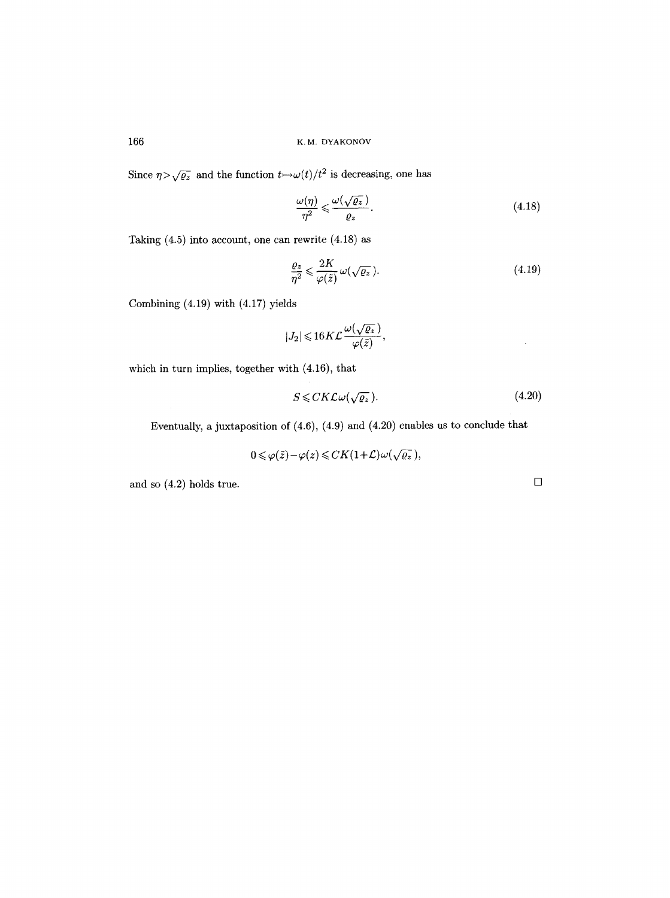Since $\eta > \sqrt{\varrho_z}$ and the function $t \mapsto \omega(t)/t^2$ is decreasing, one has

$$\frac{\omega(\eta)}{\eta^2} \leqslant \frac{\omega(\sqrt{\varrho_z})}{\varrho_z}. \tag{4.18}$$

Taking (4.5) into account, one can rewrite (4.18) as

$$\frac{\varrho_z}{\eta^2} \leqslant \frac{2K}{\varphi(\tilde{z})}\,\omega(\sqrt{\varrho_z}). \tag{4.19}$$

Combining (4.19) with (4.17) yields

$$|J_2| \leqslant 16K\mathcal{L}\frac{\omega(\sqrt{\varrho_z})}{\varphi(\tilde{z})},$$

which in turn implies, together with (4.16), that

$$S \leqslant CK\mathcal{L}\omega(\sqrt{\varrho_z}). \tag{4.20}$$

Eventually, a juxtaposition of (4.6), (4.9) and (4.20) enables us to conclude that

$$0 \leqslant \varphi(\tilde{z}) - \varphi(z) \leqslant CK(1+\mathcal{L})\omega(\sqrt{\varrho_z}),$$

and so (4.2) holds true. $\square$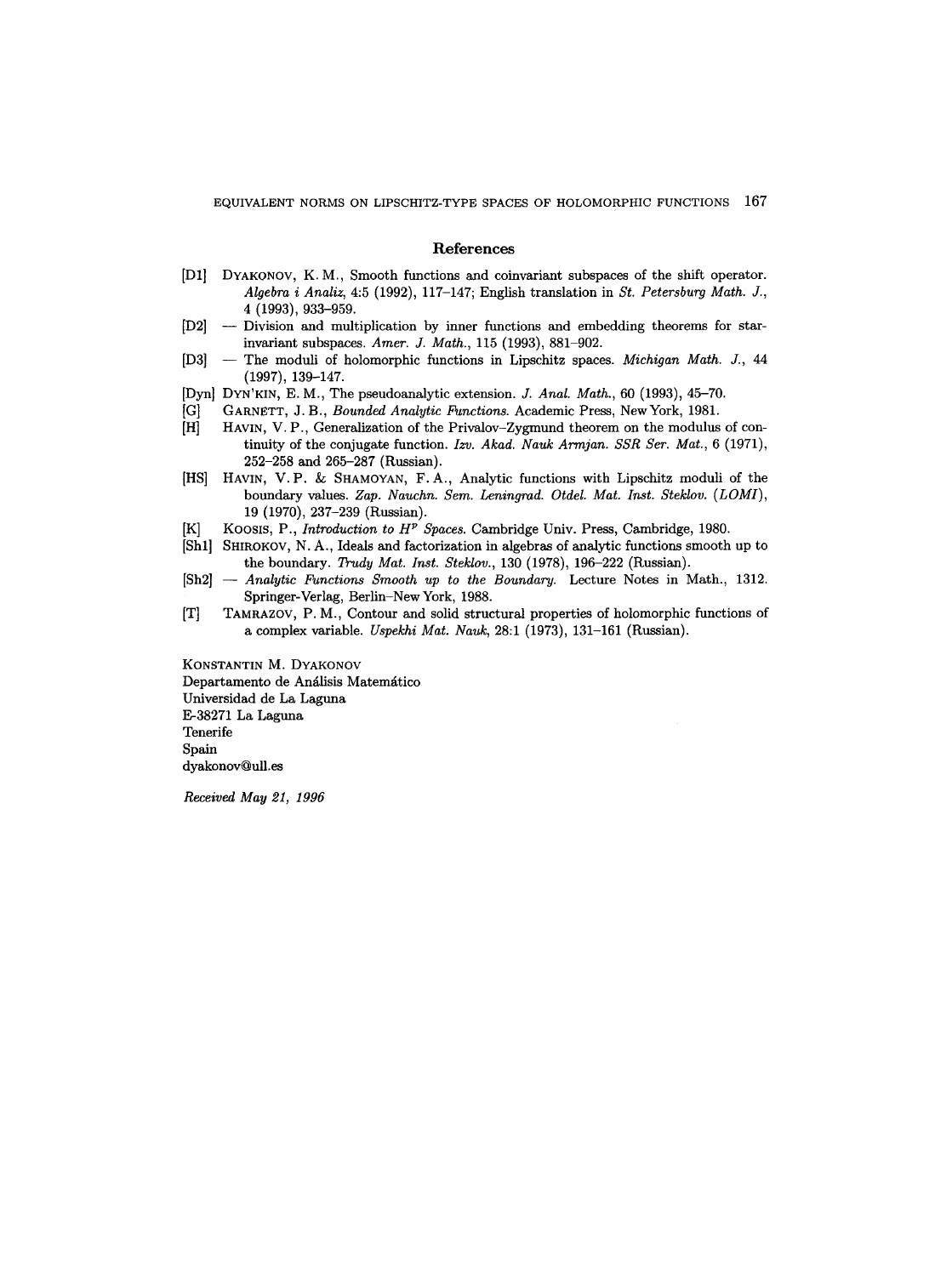## References

[D1] Dyakonov, K. M., Smooth functions and coinvariant subspaces of the shift operator. *Algebra i Analiz*, 4:5 (1992), 117–147; English translation in *St. Petersburg Math. J.*, 4 (1993), 933–959.

[D2] — Division and multiplication by inner functions and embedding theorems for star-invariant subspaces. *Amer. J. Math.*, 115 (1993), 881–902.

[D3] — The moduli of holomorphic functions in Lipschitz spaces. *Michigan Math. J.*, 44 (1997), 139–147.

[Dyn] Dyn'kin, E. M., The pseudoanalytic extension. *J. Anal. Math.*, 60 (1993), 45–70.

[G] Garnett, J. B., *Bounded Analytic Functions*. Academic Press, New York, 1981.

[H] Havin, V. P., Generalization of the Privalov–Zygmund theorem on the modulus of continuity of the conjugate function. *Izv. Akad. Nauk Armjan. SSR Ser. Mat.*, 6 (1971), 252–258 and 265–287 (Russian).

[HS] Havin, V. P. & Shamoyan, F. A., Analytic functions with Lipschitz moduli of the boundary values. *Zap. Nauchn. Sem. Leningrad. Otdel. Mat. Inst. Steklov. (LOMI)*, 19 (1970), 237–239 (Russian).

[K] Koosis, P., *Introduction to $H^p$ Spaces*. Cambridge Univ. Press, Cambridge, 1980.

[Sh1] Shirokov, N. A., Ideals and factorization in algebras of analytic functions smooth up to the boundary. *Trudy Mat. Inst. Steklov.*, 130 (1978), 196–222 (Russian).

[Sh2] — *Analytic Functions Smooth up to the Boundary*. Lecture Notes in Math., 1312. Springer-Verlag, Berlin–New York, 1988.

[T] Tamrazov, P. M., Contour and solid structural properties of holomorphic functions of a complex variable. *Uspekhi Mat. Nauk*, 28:1 (1973), 131–161 (Russian).

Konstantin M. Dyakonov
Departamento de Análisis Matemático
Universidad de La Laguna
E-38271 La Laguna
Tenerife
Spain
dyakonov@ull.es

*Received May 21, 1996*